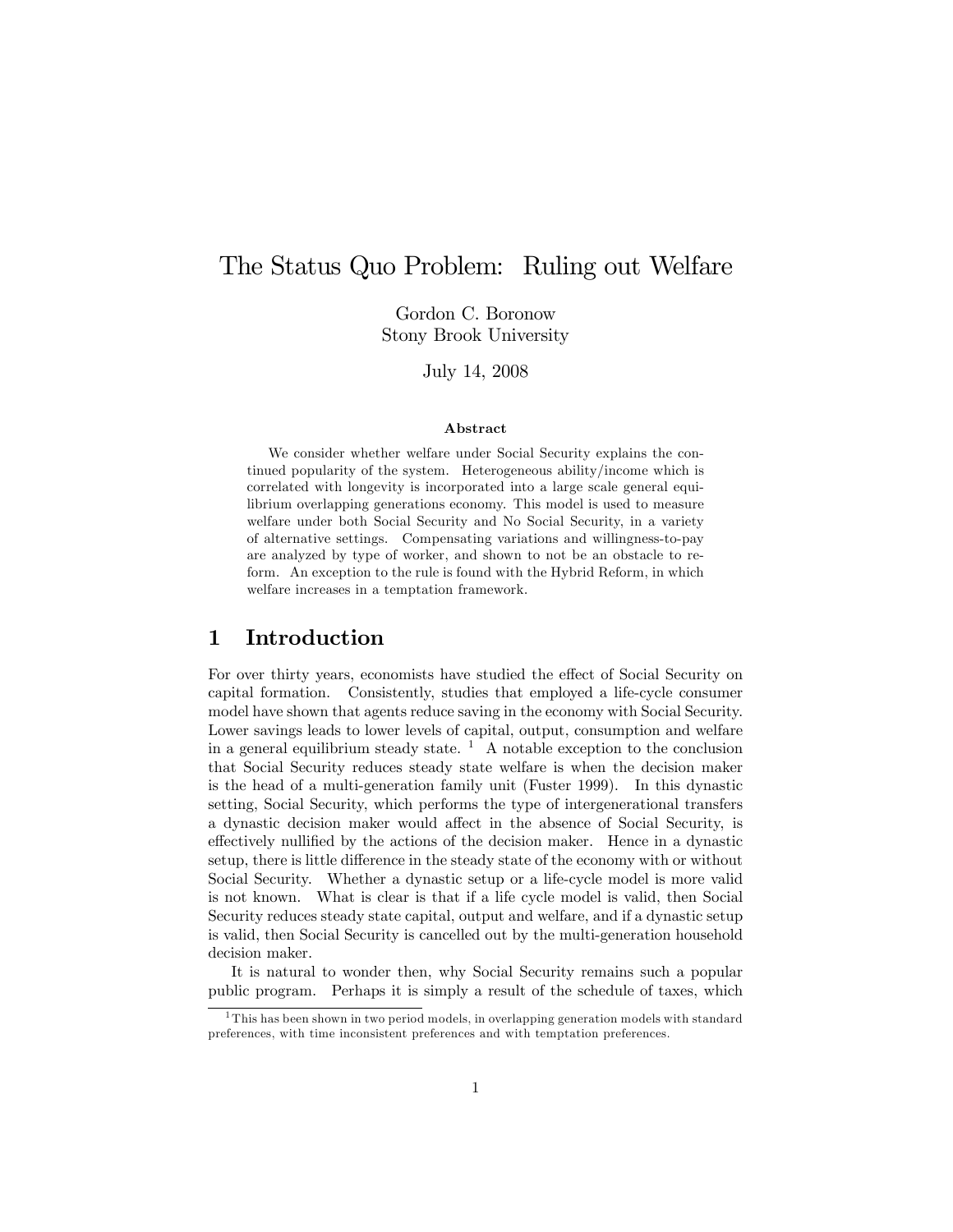# The Status Quo Problem: Ruling out Welfare

Gordon C. Boronow
Stony Brook University

July 14, 2008

**Abstract**

We consider whether welfare under Social Security explains the continued popularity of the system. Heterogeneous ability/income which is correlated with longevity is incorporated into a large scale general equilibrium overlapping generations economy. This model is used to measure welfare under both Social Security and No Social Security, in a variety of alternative settings. Compensating variations and willingness-to-pay are analyzed by type of worker, and shown to not be an obstacle to reform. An exception to the rule is found with the Hybrid Reform, in which welfare increases in a temptation framework.

## 1 Introduction

For over thirty years, economists have studied the effect of Social Security on capital formation. Consistently, studies that employed a life-cycle consumer model have shown that agents reduce saving in the economy with Social Security. Lower savings leads to lower levels of capital, output, consumption and welfare in a general equilibrium steady state. [1] A notable exception to the conclusion that Social Security reduces steady state welfare is when the decision maker is the head of a multi-generation family unit (Fuster 1999). In this dynastic setting, Social Security, which performs the type of intergenerational transfers a dynastic decision maker would affect in the absence of Social Security, is effectively nullified by the actions of the decision maker. Hence in a dynastic setup, there is little difference in the steady state of the economy with or without Social Security. Whether a dynastic setup or a life-cycle model is more valid is not known. What is clear is that if a life cycle model is valid, then Social Security reduces steady state capital, output and welfare, and if a dynastic setup is valid, then Social Security is cancelled out by the multi-generation household decision maker.

It is natural to wonder then, why Social Security remains such a popular public program. Perhaps it is simply a result of the schedule of taxes, which

[1] This has been shown in two period models, in overlapping generation models with standard preferences, with time inconsistent preferences and with temptation preferences.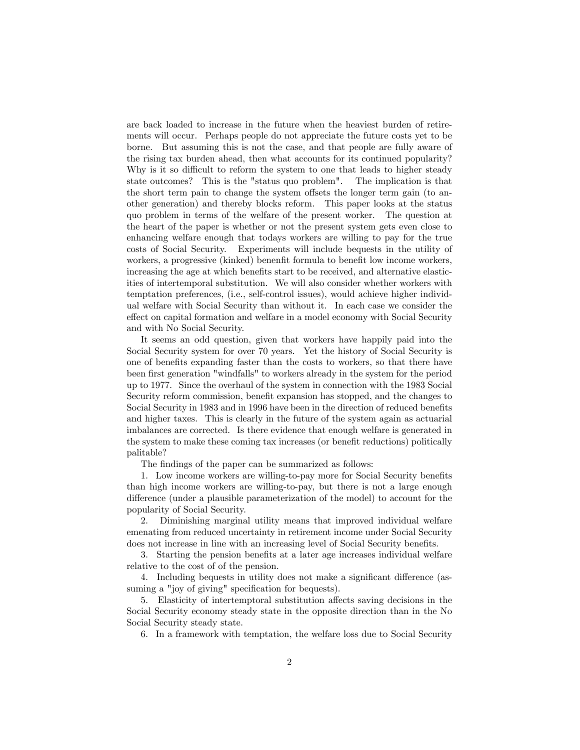are back loaded to increase in the future when the heaviest burden of retirements will occur. Perhaps people do not appreciate the future costs yet to be borne. But assuming this is not the case, and that people are fully aware of the rising tax burden ahead, then what accounts for its continued popularity? Why is it so difficult to reform the system to one that leads to higher steady state outcomes? This is the "status quo problem". The implication is that the short term pain to change the system offsets the longer term gain (to another generation) and thereby blocks reform. This paper looks at the status quo problem in terms of the welfare of the present worker. The question at the heart of the paper is whether or not the present system gets even close to enhancing welfare enough that todays workers are willing to pay for the true costs of Social Security. Experiments will include bequests in the utility of workers, a progressive (kinked) benenfit formula to benefit low income workers, increasing the age at which benefits start to be received, and alternative elasticities of intertemporal substitution. We will also consider whether workers with temptation preferences, (i.e., self-control issues), would achieve higher individual welfare with Social Security than without it. In each case we consider the effect on capital formation and welfare in a model economy with Social Security and with No Social Security.

It seems an odd question, given that workers have happily paid into the Social Security system for over 70 years. Yet the history of Social Security is one of benefits expanding faster than the costs to workers, so that there have been first generation "windfalls" to workers already in the system for the period up to 1977. Since the overhaul of the system in connection with the 1983 Social Security reform commission, benefit expansion has stopped, and the changes to Social Security in 1983 and in 1996 have been in the direction of reduced benefits and higher taxes. This is clearly in the future of the system again as actuarial imbalances are corrected. Is there evidence that enough welfare is generated in the system to make these coming tax increases (or benefit reductions) politically palitable?

The findings of the paper can be summarized as follows:

1. Low income workers are willing-to-pay more for Social Security benefits than high income workers are willing-to-pay, but there is not a large enough difference (under a plausible parameterization of the model) to account for the popularity of Social Security.

2. Diminishing marginal utility means that improved individual welfare emenating from reduced uncertainty in retirement income under Social Security does not increase in line with an increasing level of Social Security benefits.

3. Starting the pension benefits at a later age increases individual welfare relative to the cost of of the pension.

4. Including bequests in utility does not make a significant difference (assuming a "joy of giving" specification for bequests).

5. Elasticity of intertemptoral substitution affects saving decisions in the Social Security economy steady state in the opposite direction than in the No Social Security steady state.

6. In a framework with temptation, the welfare loss due to Social Security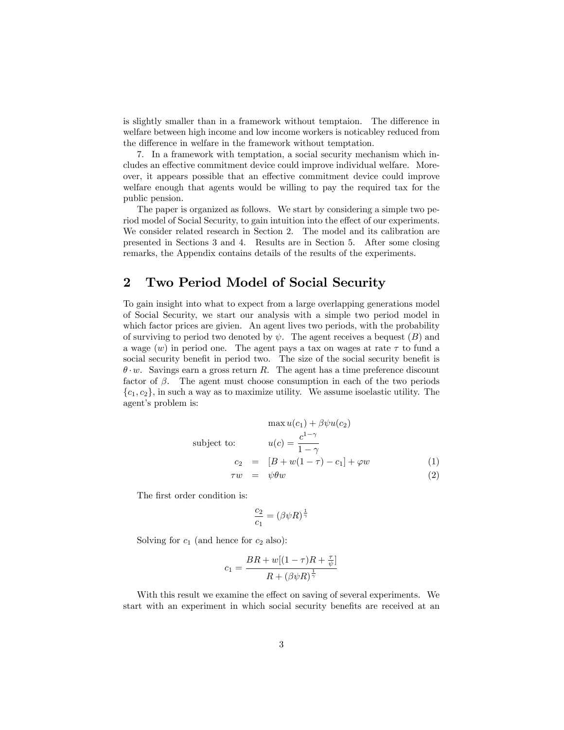is slightly smaller than in a framework without temptaion. The difference in welfare between high income and low income workers is noticabley reduced from the difference in welfare in the framework without temptation.

7. In a framework with temptation, a social security mechanism which includes an effective commitment device could improve individual welfare. Moreover, it appears possible that an effective commitment device could improve welfare enough that agents would be willing to pay the required tax for the public pension.

The paper is organized as follows. We start by considering a simple two period model of Social Security, to gain intuition into the effect of our experiments. We consider related research in Section 2. The model and its calibration are presented in Sections 3 and 4. Results are in Section 5. After some closing remarks, the Appendix contains details of the results of the experiments.

## 2 Two Period Model of Social Security

To gain insight into what to expect from a large overlapping generations model of Social Security, we start our analysis with a simple two period model in which factor prices are givien. An agent lives two periods, with the probability of surviving to period two denoted by $\psi$. The agent receives a bequest ($B$) and a wage ($w$) in period one. The agent pays a tax on wages at rate $\tau$ to fund a social security benefit in period two. The size of the social security benefit is $\theta \cdot w$. Savings earn a gross return $R$. The agent has a time preference discount factor of $\beta$. The agent must choose consumption in each of the two periods $\{c_1, c_2\}$, in such a way as to maximize utility. We assume isoelastic utility. The agent's problem is:

$$\max u(c_1) + \beta\psi u(c_2)$$

$$\text{subject to:} \quad u(c) = \frac{c^{1-\gamma}}{1-\gamma}$$

$$c_2 = [B + w(1-\tau) - c_1] + \varphi w \tag{1}$$

$$\tau w = \psi\theta w \tag{2}$$

The first order condition is:

$$\frac{c_2}{c_1} = (\beta\psi R)^{\frac{1}{\gamma}}$$

Solving for $c_1$ (and hence for $c_2$ also):

$$c_1 = \frac{BR + w[(1-\tau)R + \frac{\tau}{\psi}]}{R + (\beta\psi R)^{\frac{1}{\gamma}}}$$

With this result we examine the effect on saving of several experiments. We start with an experiment in which social security benefits are received at an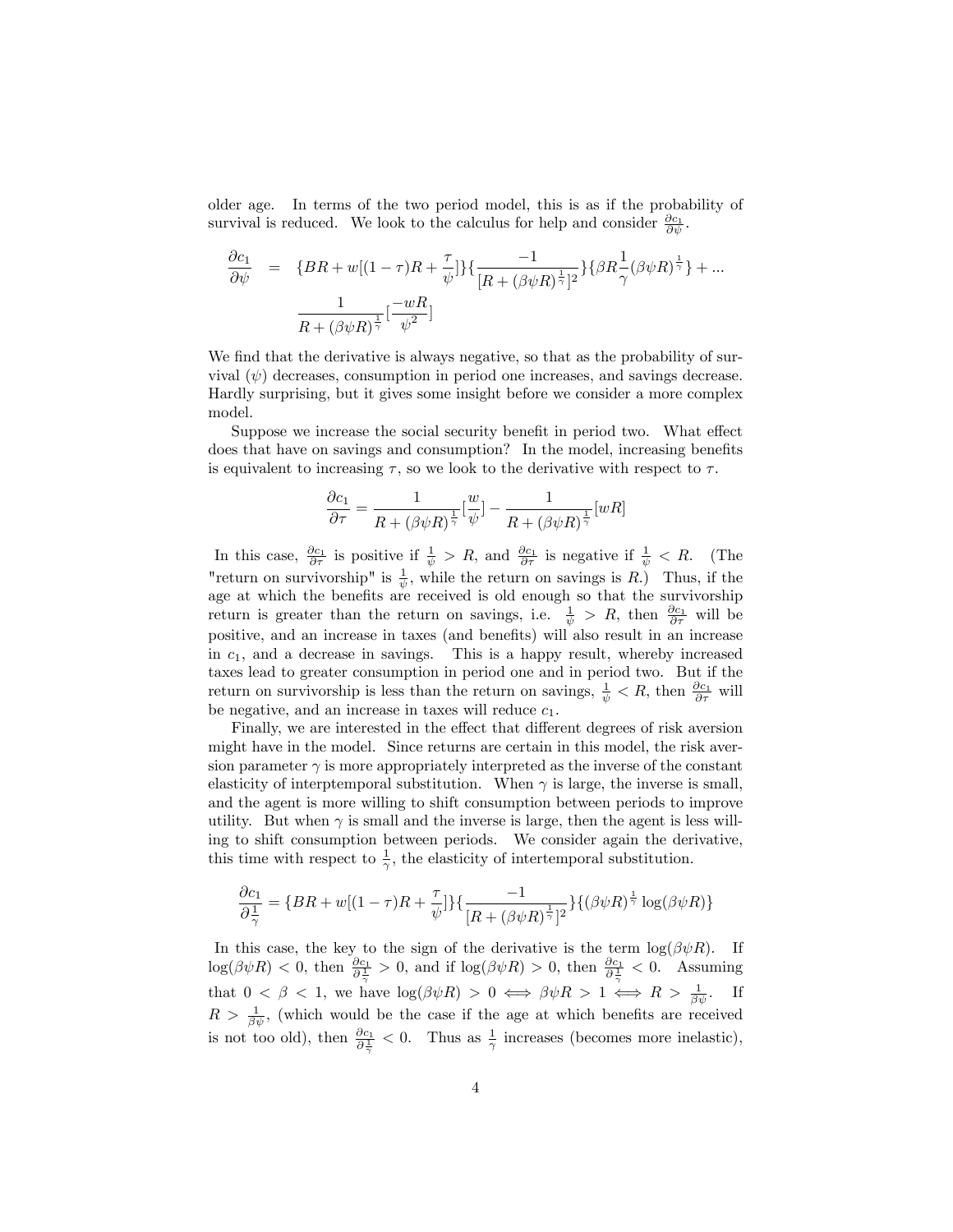older age. In terms of the two period model, this is as if the probability of survival is reduced. We look to the calculus for help and consider $\frac{\partial c_1}{\partial \psi}$.

$$
\begin{aligned}
\frac{\partial c_1}{\partial \psi} &= \{BR + w[(1-\tau)R + \frac{\tau}{\psi}]\}\{\frac{-1}{[R + (\beta\psi R)^{\frac{1}{\gamma}}]^2}\}\{\beta R \frac{1}{\gamma}(\beta\psi R)^{\frac{1}{\gamma}}\} + ... \\
&\quad \frac{1}{R + (\beta\psi R)^{\frac{1}{\gamma}}}[\frac{-wR}{\psi^2}]
\end{aligned}
$$

We find that the derivative is always negative, so that as the probability of survival ($\psi$) decreases, consumption in period one increases, and savings decrease. Hardly surprising, but it gives some insight before we consider a more complex model.

Suppose we increase the social security benefit in period two. What effect does that have on savings and consumption? In the model, increasing benefits is equivalent to increasing $\tau$, so we look to the derivative with respect to $\tau$.

$$
\frac{\partial c_1}{\partial \tau} = \frac{1}{R + (\beta\psi R)^{\frac{1}{\gamma}}}[\frac{w}{\psi}] - \frac{1}{R + (\beta\psi R)^{\frac{1}{\gamma}}}[wR]
$$

In this case, $\frac{\partial c_1}{\partial \tau}$ is positive if $\frac{1}{\psi} > R$, and $\frac{\partial c_1}{\partial \tau}$ is negative if $\frac{1}{\psi} < R$. (The "return on survivorship" is $\frac{1}{\psi}$, while the return on savings is $R$.) Thus, if the age at which the benefits are received is old enough so that the survivorship return is greater than the return on savings, i.e. $\frac{1}{\psi} > R$, then $\frac{\partial c_1}{\partial \tau}$ will be positive, and an increase in taxes (and benefits) will also result in an increase in $c_1$, and a decrease in savings. This is a happy result, whereby increased taxes lead to greater consumption in period one and in period two. But if the return on survivorship is less than the return on savings, $\frac{1}{\psi} < R$, then $\frac{\partial c_1}{\partial \tau}$ will be negative, and an increase in taxes will reduce $c_1$.

Finally, we are interested in the effect that different degrees of risk aversion might have in the model. Since returns are certain in this model, the risk aversion parameter $\gamma$ is more appropriately interpreted as the inverse of the constant elasticity of interptemporal substitution. When $\gamma$ is large, the inverse is small, and the agent is more willing to shift consumption between periods to improve utility. But when $\gamma$ is small and the inverse is large, then the agent is less willing to shift consumption between periods. We consider again the derivative, this time with respect to $\frac{1}{\gamma}$, the elasticity of intertemporal substitution.

$$
\frac{\partial c_1}{\partial \frac{1}{\gamma}} = \{BR + w[(1-\tau)R + \frac{\tau}{\psi}]\}\{\frac{-1}{[R + (\beta\psi R)^{\frac{1}{\gamma}}]^2}\}\{(\beta\psi R)^{\frac{1}{\gamma}} \log(\beta\psi R)\}
$$

In this case, the key to the sign of the derivative is the term $\log(\beta\psi R)$. If $\log(\beta\psi R) < 0$, then $\frac{\partial c_1}{\partial \frac{1}{\gamma}} > 0$, and if $\log(\beta\psi R) > 0$, then $\frac{\partial c_1}{\partial \frac{1}{\gamma}} < 0$. Assuming that $0 < \beta < 1$, we have $\log(\beta\psi R) > 0 \iff \beta\psi R > 1 \iff R > \frac{1}{\beta\psi}$. If $R > \frac{1}{\beta\psi}$, (which would be the case if the age at which benefits are received is not too old), then $\frac{\partial c_1}{\partial \frac{1}{\gamma}} < 0$. Thus as $\frac{1}{\gamma}$ increases (becomes more inelastic),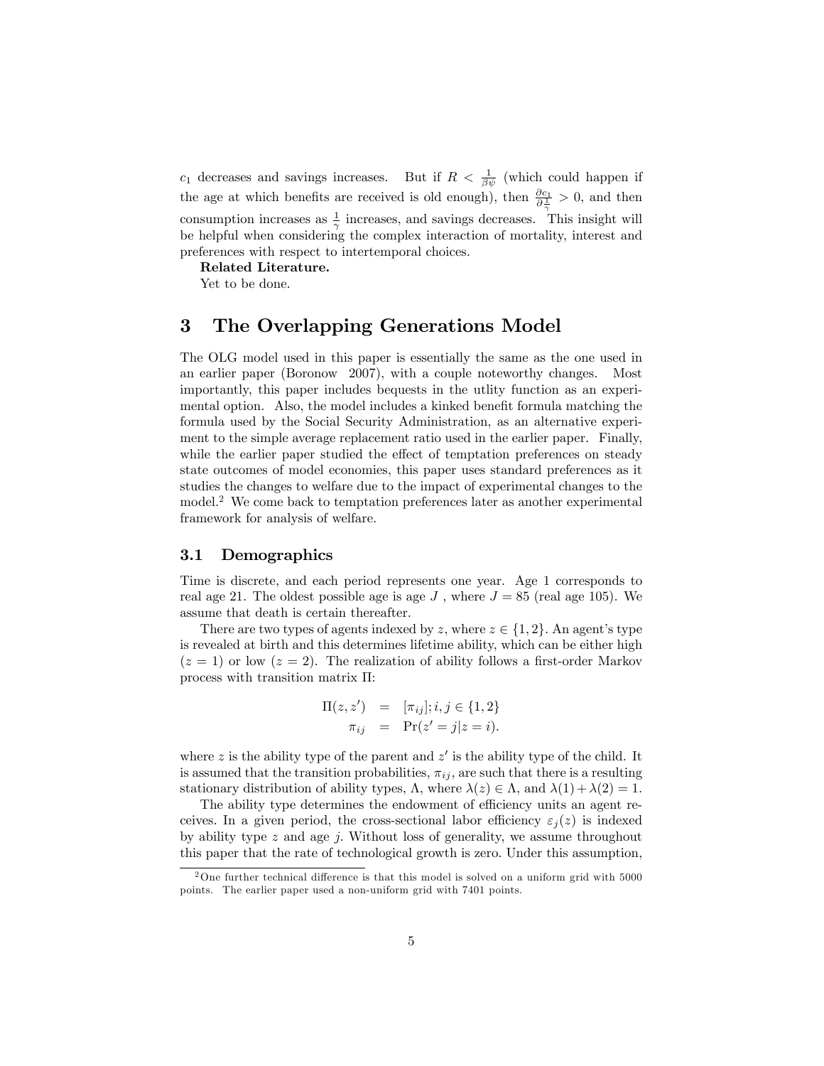$c_1$ decreases and savings increases. But if $R < \frac{1}{\beta\psi}$ (which could happen if the age at which benefits are received is old enough), then $\frac{\partial c_1}{\partial \frac{1}{\gamma}} > 0$, and then consumption increases as $\frac{1}{\gamma}$ increases, and savings decreases. This insight will be helpful when considering the complex interaction of mortality, interest and preferences with respect to intertemporal choices.

**Related Literature.**

Yet to be done.

# 3 The Overlapping Generations Model

The OLG model used in this paper is essentially the same as the one used in an earlier paper (Boronow 2007), with a couple noteworthy changes. Most importantly, this paper includes bequests in the utlity function as an experimental option. Also, the model includes a kinked benefit formula matching the formula used by the Social Security Administration, as an alternative experiment to the simple average replacement ratio used in the earlier paper. Finally, while the earlier paper studied the effect of temptation preferences on steady state outcomes of model economies, this paper uses standard preferences as it studies the changes to welfare due to the impact of experimental changes to the model.[2] We come back to temptation preferences later as another experimental framework for analysis of welfare.

## 3.1 Demographics

Time is discrete, and each period represents one year. Age 1 corresponds to real age 21. The oldest possible age is age $J$ , where $J = 85$ (real age 105). We assume that death is certain thereafter.

There are two types of agents indexed by $z$, where $z \in \{1, 2\}$. An agent's type is revealed at birth and this determines lifetime ability, which can be either high ($z = 1$) or low ($z = 2$). The realization of ability follows a first-order Markov process with transition matrix $\Pi$:

$$\begin{aligned} \Pi(z, z') &= [\pi_{ij}]; i, j \in \{1, 2\} \\ \pi_{ij} &= \Pr(z' = j | z = i). \end{aligned}$$

where $z$ is the ability type of the parent and $z'$ is the ability type of the child. It is assumed that the transition probabilities, $\pi_{ij}$, are such that there is a resulting stationary distribution of ability types, $\Lambda$, where $\lambda(z) \in \Lambda$, and $\lambda(1) + \lambda(2) = 1$.

The ability type determines the endowment of efficiency units an agent receives. In a given period, the cross-sectional labor efficiency $\varepsilon_j(z)$ is indexed by ability type $z$ and age $j$. Without loss of generality, we assume throughout this paper that the rate of technological growth is zero. Under this assumption,

[2] One further technical difference is that this model is solved on a uniform grid with 5000 points. The earlier paper used a non-uniform grid with 7401 points.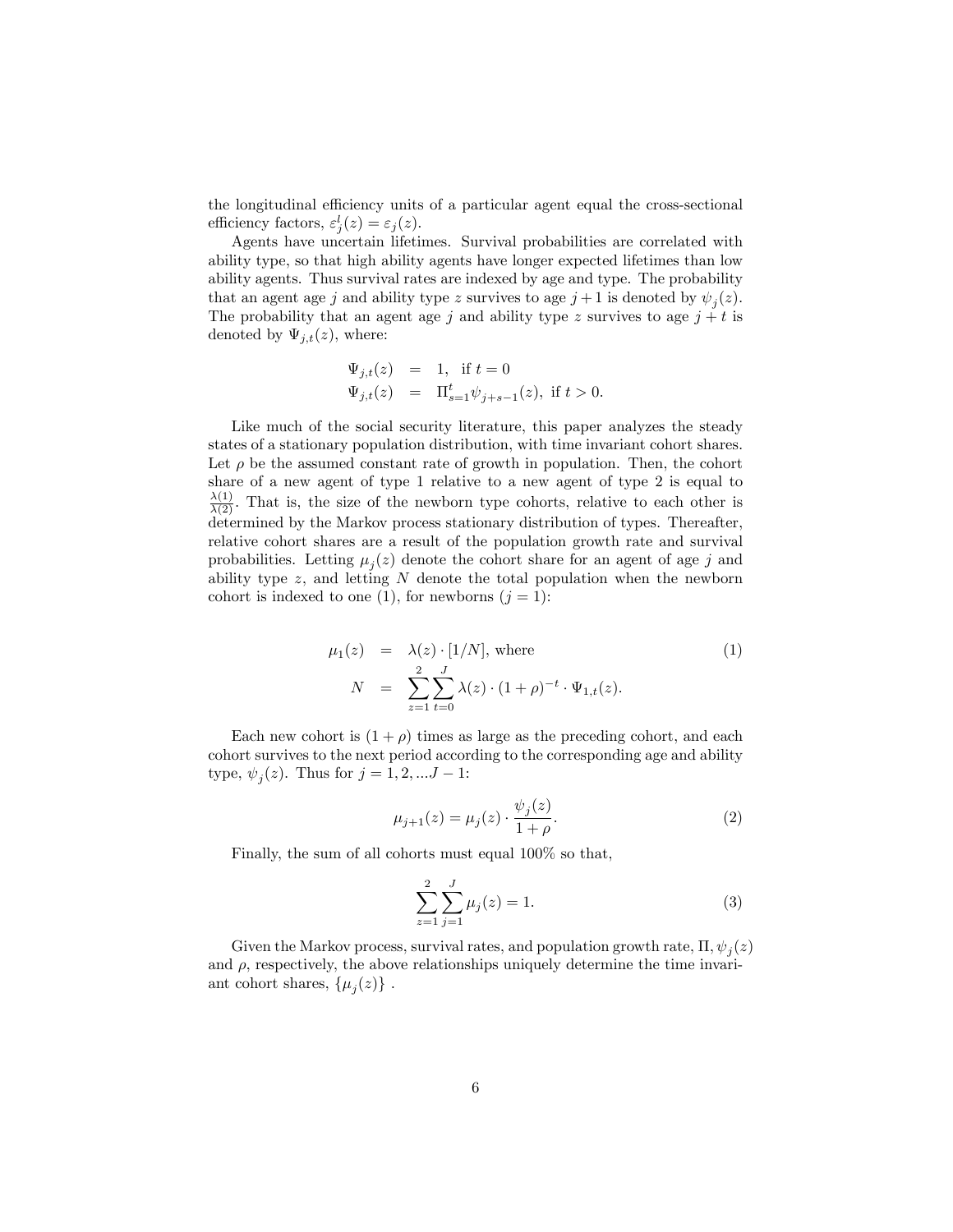the longitudinal efficiency units of a particular agent equal the cross-sectional efficiency factors, $\varepsilon_j^l(z) = \varepsilon_j(z)$.

Agents have uncertain lifetimes. Survival probabilities are correlated with ability type, so that high ability agents have longer expected lifetimes than low ability agents. Thus survival rates are indexed by age and type. The probability that an agent age $j$ and ability type $z$ survives to age $j+1$ is denoted by $\psi_j(z)$. The probability that an agent age $j$ and ability type $z$ survives to age $j+t$ is denoted by $\Psi_{j,t}(z)$, where:

$$
\begin{aligned}
\Psi_{j,t}(z) &= 1, \text{ if } t = 0 \\
\Psi_{j,t}(z) &= \Pi_{s=1}^{t} \psi_{j+s-1}(z), \text{ if } t > 0.
\end{aligned}
$$

Like much of the social security literature, this paper analyzes the steady states of a stationary population distribution, with time invariant cohort shares. Let $\rho$ be the assumed constant rate of growth in population. Then, the cohort share of a new agent of type 1 relative to a new agent of type 2 is equal to $\frac{\lambda(1)}{\lambda(2)}$. That is, the size of the newborn type cohorts, relative to each other is determined by the Markov process stationary distribution of types. Thereafter, relative cohort shares are a result of the population growth rate and survival probabilities. Letting $\mu_j(z)$ denote the cohort share for an agent of age $j$ and ability type $z$, and letting $N$ denote the total population when the newborn cohort is indexed to one (1), for newborns ($j = 1$):

$$
\begin{aligned}
\mu_1(z) &= \lambda(z) \cdot [1/N], \text{ where} \\
N &= \sum_{z=1}^{2} \sum_{t=0}^{J} \lambda(z) \cdot (1+\rho)^{-t} \cdot \Psi_{1,t}(z).
\end{aligned}
\tag{1}
$$

Each new cohort is $(1+\rho)$ times as large as the preceding cohort, and each cohort survives to the next period according to the corresponding age and ability type, $\psi_j(z)$. Thus for $j = 1, 2, ...J-1$:

$$
\mu_{j+1}(z) = \mu_j(z) \cdot \frac{\psi_j(z)}{1+\rho}. \tag{2}
$$

Finally, the sum of all cohorts must equal 100% so that,

$$
\sum_{z=1}^{2} \sum_{j=1}^{J} \mu_j(z) = 1. \tag{3}
$$

Given the Markov process, survival rates, and population growth rate, $\Pi, \psi_j(z)$ and $\rho$, respectively, the above relationships uniquely determine the time invariant cohort shares, $\{\mu_j(z)\}$ .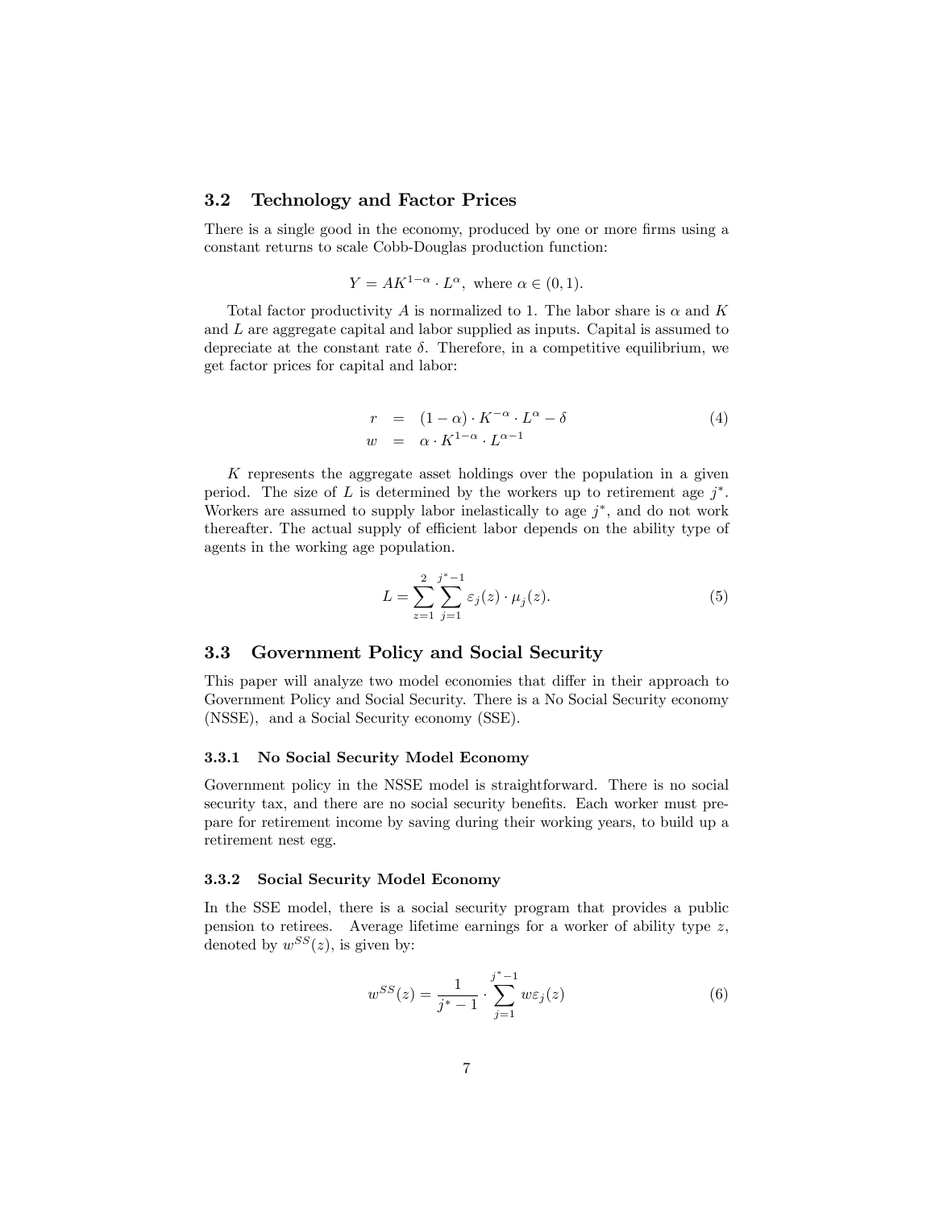### 3.2 Technology and Factor Prices

There is a single good in the economy, produced by one or more firms using a constant returns to scale Cobb-Douglas production function:

$$Y = AK^{1-\alpha} \cdot L^{\alpha}, \text{ where } \alpha \in (0,1).$$

Total factor productivity $A$ is normalized to 1. The labor share is $\alpha$ and $K$ and $L$ are aggregate capital and labor supplied as inputs. Capital is assumed to depreciate at the constant rate $\delta$. Therefore, in a competitive equilibrium, we get factor prices for capital and labor:

$$\begin{aligned} r &= (1-\alpha) \cdot K^{-\alpha} \cdot L^{\alpha} - \delta \\ w &= \alpha \cdot K^{1-\alpha} \cdot L^{\alpha-1} \end{aligned} \tag{4}$$

$K$ represents the aggregate asset holdings over the population in a given period. The size of $L$ is determined by the workers up to retirement age $j^*$. Workers are assumed to supply labor inelastically to age $j^*$, and do not work thereafter. The actual supply of efficient labor depends on the ability type of agents in the working age population.

$$L = \sum_{z=1}^{2} \sum_{j=1}^{j^*-1} \varepsilon_j(z) \cdot \mu_j(z). \tag{5}$$

### 3.3 Government Policy and Social Security

This paper will analyze two model economies that differ in their approach to Government Policy and Social Security. There is a No Social Security economy (NSSE), and a Social Security economy (SSE).

#### 3.3.1 No Social Security Model Economy

Government policy in the NSSE model is straightforward. There is no social security tax, and there are no social security benefits. Each worker must prepare for retirement income by saving during their working years, to build up a retirement nest egg.

#### 3.3.2 Social Security Model Economy

In the SSE model, there is a social security program that provides a public pension to retirees. Average lifetime earnings for a worker of ability type $z$, denoted by $w^{SS}(z)$, is given by:

$$w^{SS}(z) = \frac{1}{j^*-1} \cdot \sum_{j=1}^{j^*-1} w\varepsilon_j(z) \tag{6}$$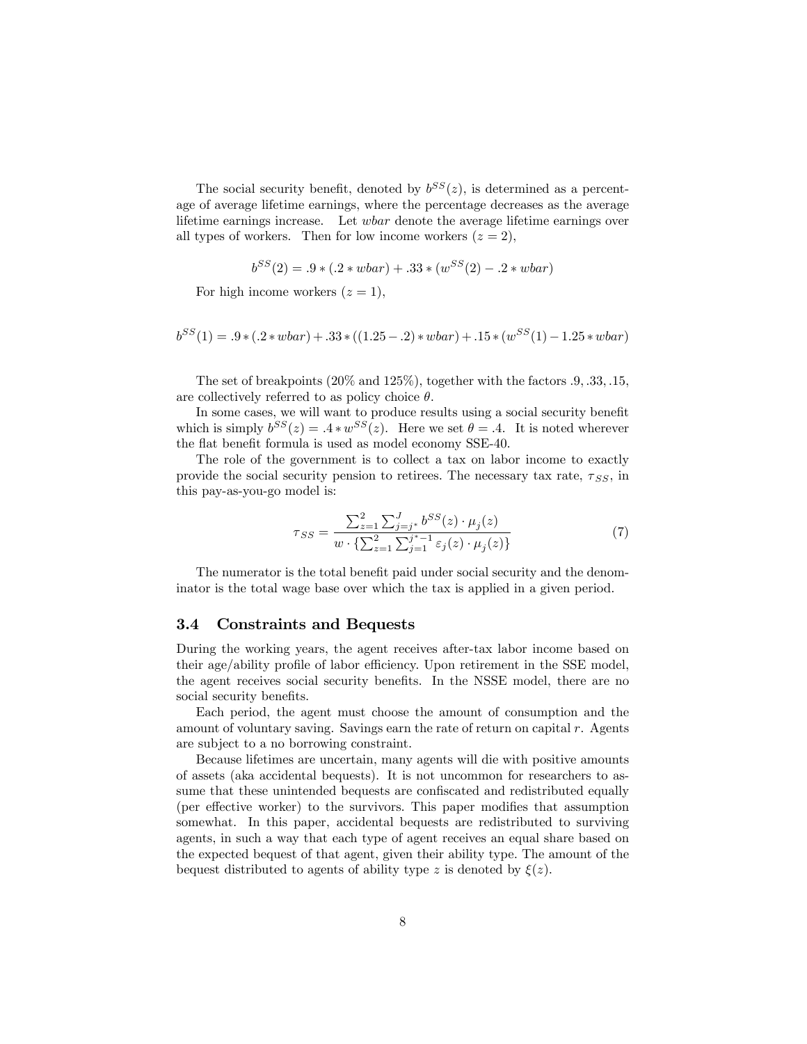The social security benefit, denoted by $b^{SS}(z)$, is determined as a percentage of average lifetime earnings, where the percentage decreases as the average lifetime earnings increase. Let $wbar$ denote the average lifetime earnings over all types of workers. Then for low income workers ($z = 2$),

$$b^{SS}(2) = .9 * (.2 * wbar) + .33 * (w^{SS}(2) - .2 * wbar)$$

For high income workers ($z = 1$),

$$b^{SS}(1) = .9 * (.2 * wbar) + .33 * ((1.25 - .2) * wbar) + .15 * (w^{SS}(1) - 1.25 * wbar)$$

The set of breakpoints (20% and 125%), together with the factors .9, .33, .15, are collectively referred to as policy choice $\theta$.

In some cases, we will want to produce results using a social security benefit which is simply $b^{SS}(z) = .4 * w^{SS}(z)$. Here we set $\theta = .4$. It is noted wherever the flat benefit formula is used as model economy SSE-40.

The role of the government is to collect a tax on labor income to exactly provide the social security pension to retirees. The necessary tax rate, $\tau_{SS}$, in this pay-as-you-go model is:

$$\tau_{SS} = \frac{\sum_{z=1}^{2} \sum_{j=j^*}^{J} b^{SS}(z) \cdot \mu_j(z)}{w \cdot \{\sum_{z=1}^{2} \sum_{j=1}^{j^*-1} \varepsilon_j(z) \cdot \mu_j(z)\}} \tag{7}$$

The numerator is the total benefit paid under social security and the denominator is the total wage base over which the tax is applied in a given period.

### 3.4 Constraints and Bequests

During the working years, the agent receives after-tax labor income based on their age/ability profile of labor efficiency. Upon retirement in the SSE model, the agent receives social security benefits. In the NSSE model, there are no social security benefits.

Each period, the agent must choose the amount of consumption and the amount of voluntary saving. Savings earn the rate of return on capital $r$. Agents are subject to a no borrowing constraint.

Because lifetimes are uncertain, many agents will die with positive amounts of assets (aka accidental bequests). It is not uncommon for researchers to assume that these unintended bequests are confiscated and redistributed equally (per effective worker) to the survivors. This paper modifies that assumption somewhat. In this paper, accidental bequests are redistributed to surviving agents, in such a way that each type of agent receives an equal share based on the expected bequest of that agent, given their ability type. The amount of the bequest distributed to agents of ability type $z$ is denoted by $\xi(z)$.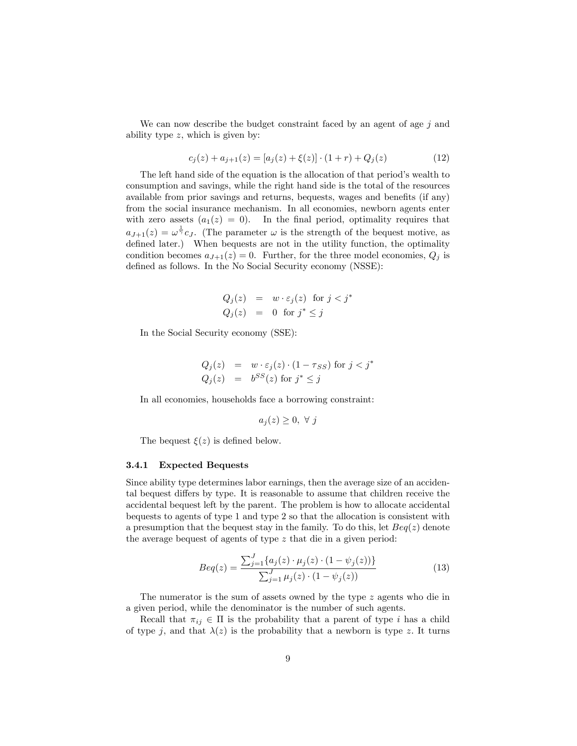We can now describe the budget constraint faced by an agent of age $j$ and ability type $z$, which is given by:

$$c_j(z) + a_{j+1}(z) = [a_j(z) + \xi(z)] \cdot (1+r) + Q_j(z) \tag{12}$$

The left hand side of the equation is the allocation of that period's wealth to consumption and savings, while the right hand side is the total of the resources available from prior savings and returns, bequests, wages and benefits (if any) from the social insurance mechanism. In all economies, newborn agents enter with zero assets ($a_1(z) = 0$). In the final period, optimality requires that $a_{J+1}(z) = \omega^{\frac{1}{\gamma}} c_J$. (The parameter $\omega$ is the strength of the bequest motive, as defined later.) When bequests are not in the utility function, the optimality condition becomes $a_{J+1}(z) = 0$. Further, for the three model economies, $Q_j$ is defined as follows. In the No Social Security economy (NSSE):

$$\begin{aligned} Q_j(z) &= w \cdot \varepsilon_j(z) \ \text{ for } j < j^* \\ Q_j(z) &= 0 \ \text{ for } j^* \leq j \end{aligned}$$

In the Social Security economy (SSE):

$$\begin{aligned} Q_j(z) &= w \cdot \varepsilon_j(z) \cdot (1 - \tau_{SS}) \text{ for } j < j^* \\ Q_j(z) &= b^{SS}(z) \text{ for } j^* \leq j \end{aligned}$$

In all economies, households face a borrowing constraint:

$$a_j(z) \geq 0, \ \forall \ j$$

The bequest $\xi(z)$ is defined below.

### 3.4.1 Expected Bequests

Since ability type determines labor earnings, then the average size of an accidental bequest differs by type. It is reasonable to assume that children receive the accidental bequest left by the parent. The problem is how to allocate accidental bequests to agents of type 1 and type 2 so that the allocation is consistent with a presumption that the bequest stay in the family. To do this, let $Beq(z)$ denote the average bequest of agents of type $z$ that die in a given period:

$$Beq(z) = \frac{\sum_{j=1}^{J} \{a_j(z) \cdot \mu_j(z) \cdot (1 - \psi_j(z))\}}{\sum_{j=1}^{J} \mu_j(z) \cdot (1 - \psi_j(z))} \tag{13}$$

The numerator is the sum of assets owned by the type $z$ agents who die in a given period, while the denominator is the number of such agents.

Recall that $\pi_{ij} \in \Pi$ is the probability that a parent of type $i$ has a child of type $j$, and that $\lambda(z)$ is the probability that a newborn is type $z$. It turns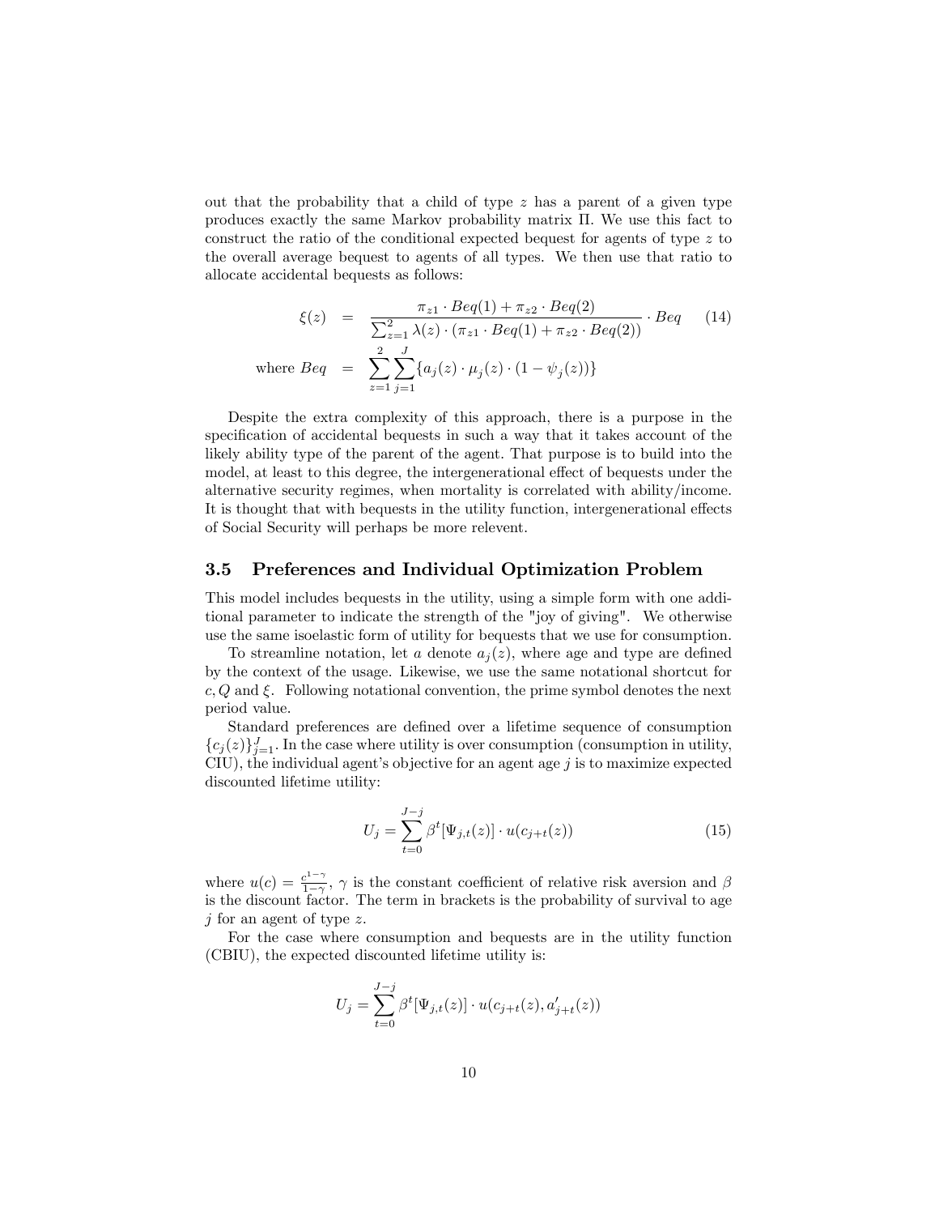out that the probability that a child of type $z$ has a parent of a given type produces exactly the same Markov probability matrix $\Pi$. We use this fact to construct the ratio of the conditional expected bequest for agents of type $z$ to the overall average bequest to agents of all types. We then use that ratio to allocate accidental bequests as follows:

$$
\begin{aligned}
\xi(z) &= \frac{\pi_{z1} \cdot Beq(1) + \pi_{z2} \cdot Beq(2)}{\sum_{z=1}^{2} \lambda(z) \cdot (\pi_{z1} \cdot Beq(1) + \pi_{z2} \cdot Beq(2))} \cdot Beq \qquad (14) \\
\text{where } Beq &= \sum_{z=1}^{2} \sum_{j=1}^{J} \{a_j(z) \cdot \mu_j(z) \cdot (1 - \psi_j(z))\}
\end{aligned}
$$

Despite the extra complexity of this approach, there is a purpose in the specification of accidental bequests in such a way that it takes account of the likely ability type of the parent of the agent. That purpose is to build into the model, at least to this degree, the intergenerational effect of bequests under the alternative security regimes, when mortality is correlated with ability/income. It is thought that with bequests in the utility function, intergenerational effects of Social Security will perhaps be more relevent.

## 3.5 Preferences and Individual Optimization Problem

This model includes bequests in the utility, using a simple form with one additional parameter to indicate the strength of the "joy of giving". We otherwise use the same isoelastic form of utility for bequests that we use for consumption.

To streamline notation, let $a$ denote $a_j(z)$, where age and type are defined by the context of the usage. Likewise, we use the same notational shortcut for $c, Q$ and $\xi$. Following notational convention, the prime symbol denotes the next period value.

Standard preferences are defined over a lifetime sequence of consumption $\{c_j(z)\}_{j=1}^{J}$. In the case where utility is over consumption (consumption in utility, CIU), the individual agent's objective for an agent age $j$ is to maximize expected discounted lifetime utility:

$$
U_j = \sum_{t=0}^{J-j} \beta^t [\Psi_{j,t}(z)] \cdot u(c_{j+t}(z)) \qquad (15)
$$

where $u(c) = \frac{c^{1-\gamma}}{1-\gamma}$, $\gamma$ is the constant coefficient of relative risk aversion and $\beta$ is the discount factor. The term in brackets is the probability of survival to age $j$ for an agent of type $z$.

For the case where consumption and bequests are in the utility function (CBIU), the expected discounted lifetime utility is:

$$
U_j = \sum_{t=0}^{J-j} \beta^t [\Psi_{j,t}(z)] \cdot u(c_{j+t}(z), a'_{j+t}(z))
$$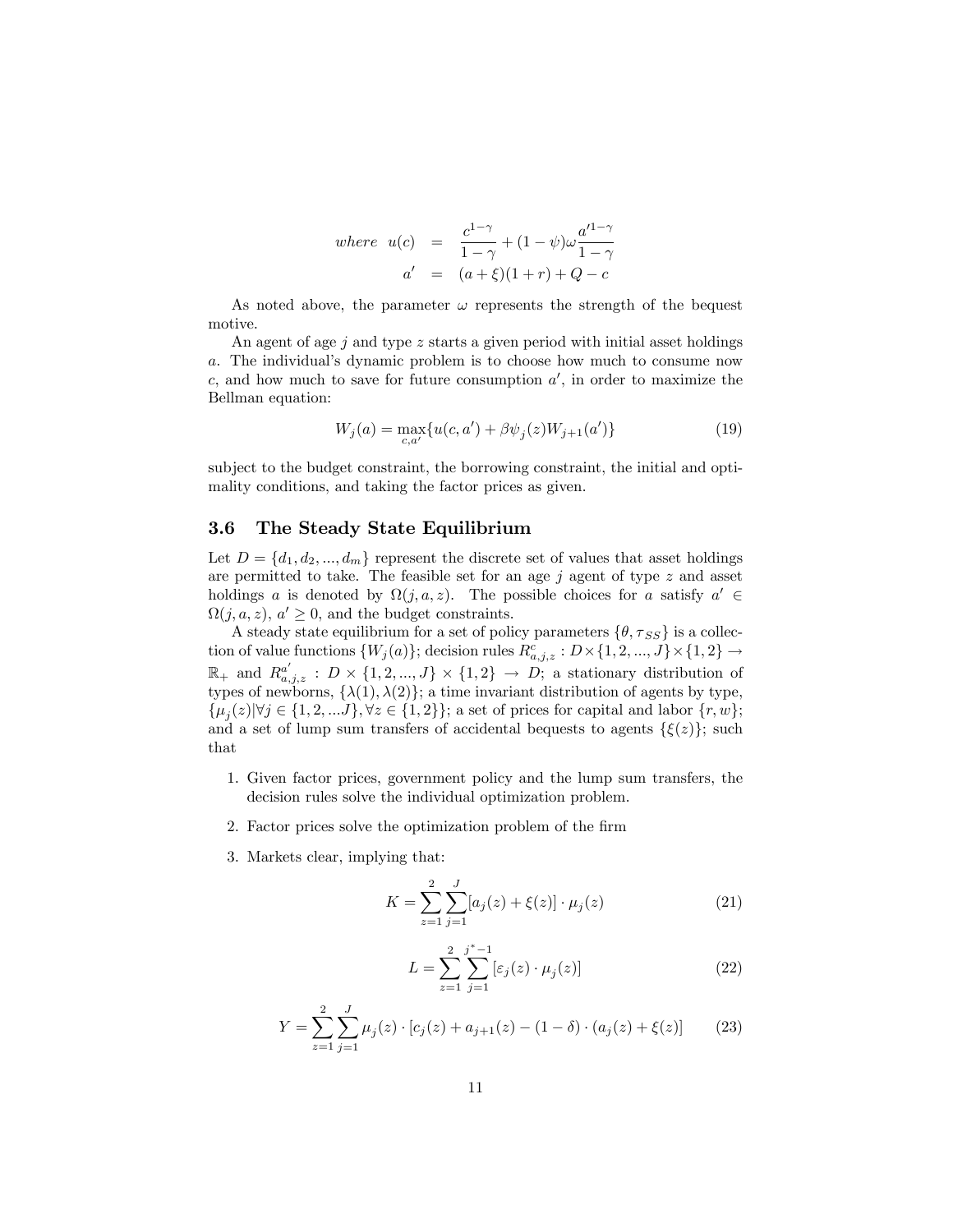$$
\begin{aligned}
where \;\; u(c) &= \frac{c^{1-\gamma}}{1-\gamma} + (1-\psi)\omega\frac{a'^{1-\gamma}}{1-\gamma} \\
a' &= (a+\xi)(1+r) + Q - c
\end{aligned}
$$

As noted above, the parameter $\omega$ represents the strength of the bequest motive.

An agent of age $j$ and type $z$ starts a given period with initial asset holdings $a$. The individual's dynamic problem is to choose how much to consume now $c$, and how much to save for future consumption $a'$, in order to maximize the Bellman equation:

$$
W_j(a) = \max_{c,a'}\{u(c,a') + \beta\psi_j(z)W_{j+1}(a')\} \tag{19}
$$

subject to the budget constraint, the borrowing constraint, the initial and optimality conditions, and taking the factor prices as given.

### 3.6 The Steady State Equilibrium

Let $D = \{d_1, d_2, ..., d_m\}$ represent the discrete set of values that asset holdings are permitted to take. The feasible set for an age $j$ agent of type $z$ and asset holdings $a$ is denoted by $\Omega(j,a,z)$. The possible choices for $a$ satisfy $a' \in \Omega(j,a,z)$, $a' \geq 0$, and the budget constraints.

A steady state equilibrium for a set of policy parameters $\{\theta, \tau_{SS}\}$ is a collection of value functions $\{W_j(a)\}$; decision rules $R^c_{a,j,z} : D \times \{1,2,...,J\} \times \{1,2\} \rightarrow \mathbb{R}_+$ and $R^{a'}_{a,j,z} : D \times \{1,2,...,J\} \times \{1,2\} \rightarrow D$; a stationary distribution of types of newborns, $\{\lambda(1), \lambda(2)\}$; a time invariant distribution of agents by type, $\{\mu_j(z) | \forall j \in \{1,2,...J\}, \forall z \in \{1,2\}\}$; a set of prices for capital and labor $\{r, w\}$; and a set of lump sum transfers of accidental bequests to agents $\{\xi(z)\}$; such that

1. Given factor prices, government policy and the lump sum transfers, the decision rules solve the individual optimization problem.
2. Factor prices solve the optimization problem of the firm
3. Markets clear, implying that:

$$
K = \sum_{z=1}^{2}\sum_{j=1}^{J}[a_j(z) + \xi(z)] \cdot \mu_j(z) \tag{21}
$$

$$
L = \sum_{z=1}^{2}\sum_{j=1}^{j^*-1}[\varepsilon_j(z) \cdot \mu_j(z)] \tag{22}
$$

$$
Y = \sum_{z=1}^{2}\sum_{j=1}^{J}\mu_j(z) \cdot [c_j(z) + a_{j+1}(z) - (1-\delta) \cdot (a_j(z) + \xi(z)] \tag{23}
$$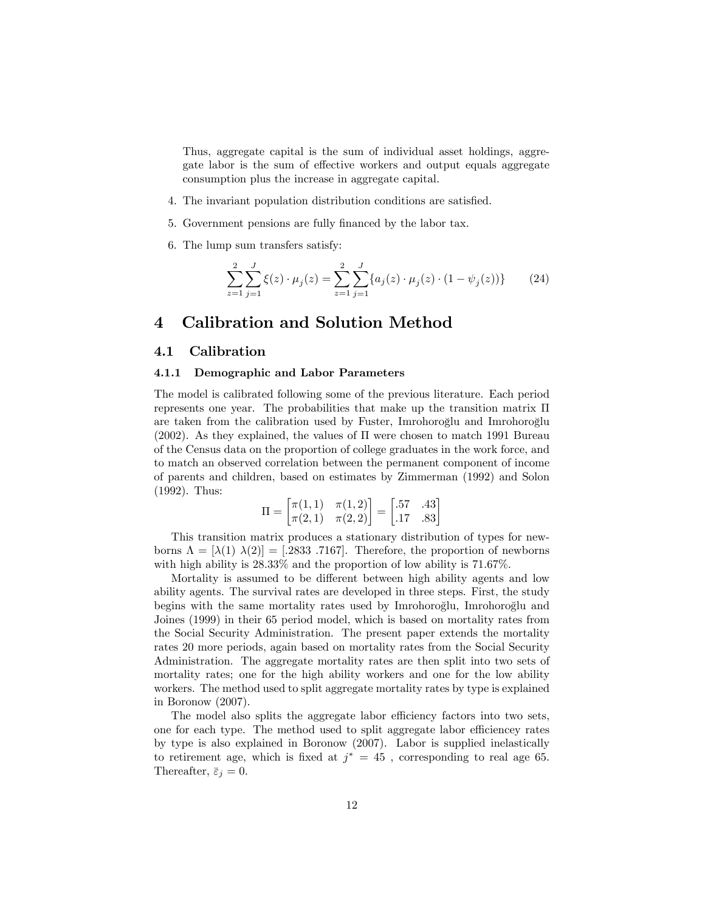Thus, aggregate capital is the sum of individual asset holdings, aggregate labor is the sum of effective workers and output equals aggregate consumption plus the increase in aggregate capital.

4. The invariant population distribution conditions are satisfied.
5. Government pensions are fully financed by the labor tax.
6. The lump sum transfers satisfy:

$$\sum_{z=1}^{2}\sum_{j=1}^{J}\xi(z)\cdot\mu_j(z)=\sum_{z=1}^{2}\sum_{j=1}^{J}\{a_j(z)\cdot\mu_j(z)\cdot(1-\psi_j(z))\} \tag{24}$$

# 4 Calibration and Solution Method

## 4.1 Calibration

### 4.1.1 Demographic and Labor Parameters

The model is calibrated following some of the previous literature. Each period represents one year. The probabilities that make up the transition matrix $\Pi$ are taken from the calibration used by Fuster, Imrohoroğlu and Imrohoroğlu (2002). As they explained, the values of $\Pi$ were chosen to match 1991 Bureau of the Census data on the proportion of college graduates in the work force, and to match an observed correlation between the permanent component of income of parents and children, based on estimates by Zimmerman (1992) and Solon (1992). Thus:

$$\Pi=\begin{bmatrix}\pi(1,1) & \pi(1,2)\\ \pi(2,1) & \pi(2,2)\end{bmatrix}=\begin{bmatrix}.57 & .43\\ .17 & .83\end{bmatrix}$$

This transition matrix produces a stationary distribution of types for newborns $\Lambda=[\lambda(1)\ \lambda(2)]=[.2833\ .7167]$. Therefore, the proportion of newborns with high ability is 28.33% and the proportion of low ability is 71.67%.

Mortality is assumed to be different between high ability agents and low ability agents. The survival rates are developed in three steps. First, the study begins with the same mortality rates used by Imrohoroğlu, Imrohoroğlu and Joines (1999) in their 65 period model, which is based on mortality rates from the Social Security Administration. The present paper extends the mortality rates 20 more periods, again based on mortality rates from the Social Security Administration. The aggregate mortality rates are then split into two sets of mortality rates; one for the high ability workers and one for the low ability workers. The method used to split aggregate mortality rates by type is explained in Boronow (2007).

The model also splits the aggregate labor efficiency factors into two sets, one for each type. The method used to split aggregate labor efficiencey rates by type is also explained in Boronow (2007). Labor is supplied inelastically to retirement age, which is fixed at $j^*=45$ , corresponding to real age 65. Thereafter, $\bar{\varepsilon}_j=0$.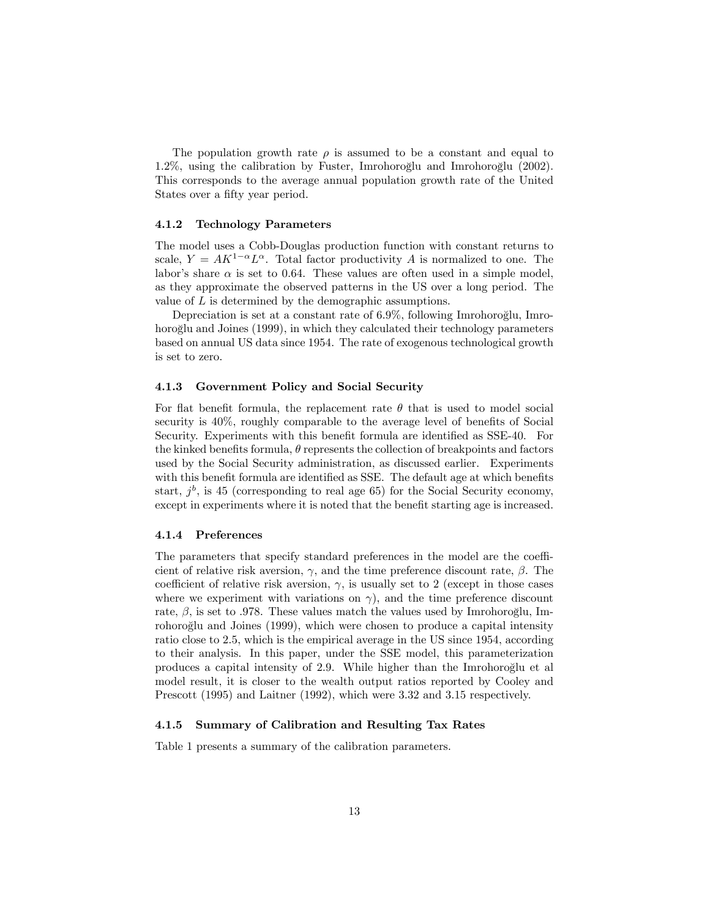The population growth rate $\rho$ is assumed to be a constant and equal to 1.2%, using the calibration by Fuster, Imrohoroğlu and Imrohoroğlu (2002). This corresponds to the average annual population growth rate of the United States over a fifty year period.

#### 4.1.2 Technology Parameters

The model uses a Cobb-Douglas production function with constant returns to scale, $Y = AK^{1-\alpha}L^{\alpha}$. Total factor productivity $A$ is normalized to one. The labor's share $\alpha$ is set to 0.64. These values are often used in a simple model, as they approximate the observed patterns in the US over a long period. The value of $L$ is determined by the demographic assumptions.

Depreciation is set at a constant rate of 6.9%, following Imrohoroğlu, Imrohoroğlu and Joines (1999), in which they calculated their technology parameters based on annual US data since 1954. The rate of exogenous technological growth is set to zero.

#### 4.1.3 Government Policy and Social Security

For flat benefit formula, the replacement rate $\theta$ that is used to model social security is 40%, roughly comparable to the average level of benefits of Social Security. Experiments with this benefit formula are identified as SSE-40. For the kinked benefits formula, $\theta$ represents the collection of breakpoints and factors used by the Social Security administration, as discussed earlier. Experiments with this benefit formula are identified as SSE. The default age at which benefits start, $j^b$, is 45 (corresponding to real age 65) for the Social Security economy, except in experiments where it is noted that the benefit starting age is increased.

#### 4.1.4 Preferences

The parameters that specify standard preferences in the model are the coefficient of relative risk aversion, $\gamma$, and the time preference discount rate, $\beta$. The coefficient of relative risk aversion, $\gamma$, is usually set to 2 (except in those cases where we experiment with variations on $\gamma$), and the time preference discount rate, $\beta$, is set to .978. These values match the values used by Imrohoroğlu, Imrohoroğlu and Joines (1999), which were chosen to produce a capital intensity ratio close to 2.5, which is the empirical average in the US since 1954, according to their analysis. In this paper, under the SSE model, this parameterization produces a capital intensity of 2.9. While higher than the Imrohoroğlu et al model result, it is closer to the wealth output ratios reported by Cooley and Prescott (1995) and Laitner (1992), which were 3.32 and 3.15 respectively.

#### 4.1.5 Summary of Calibration and Resulting Tax Rates

Table 1 presents a summary of the calibration parameters.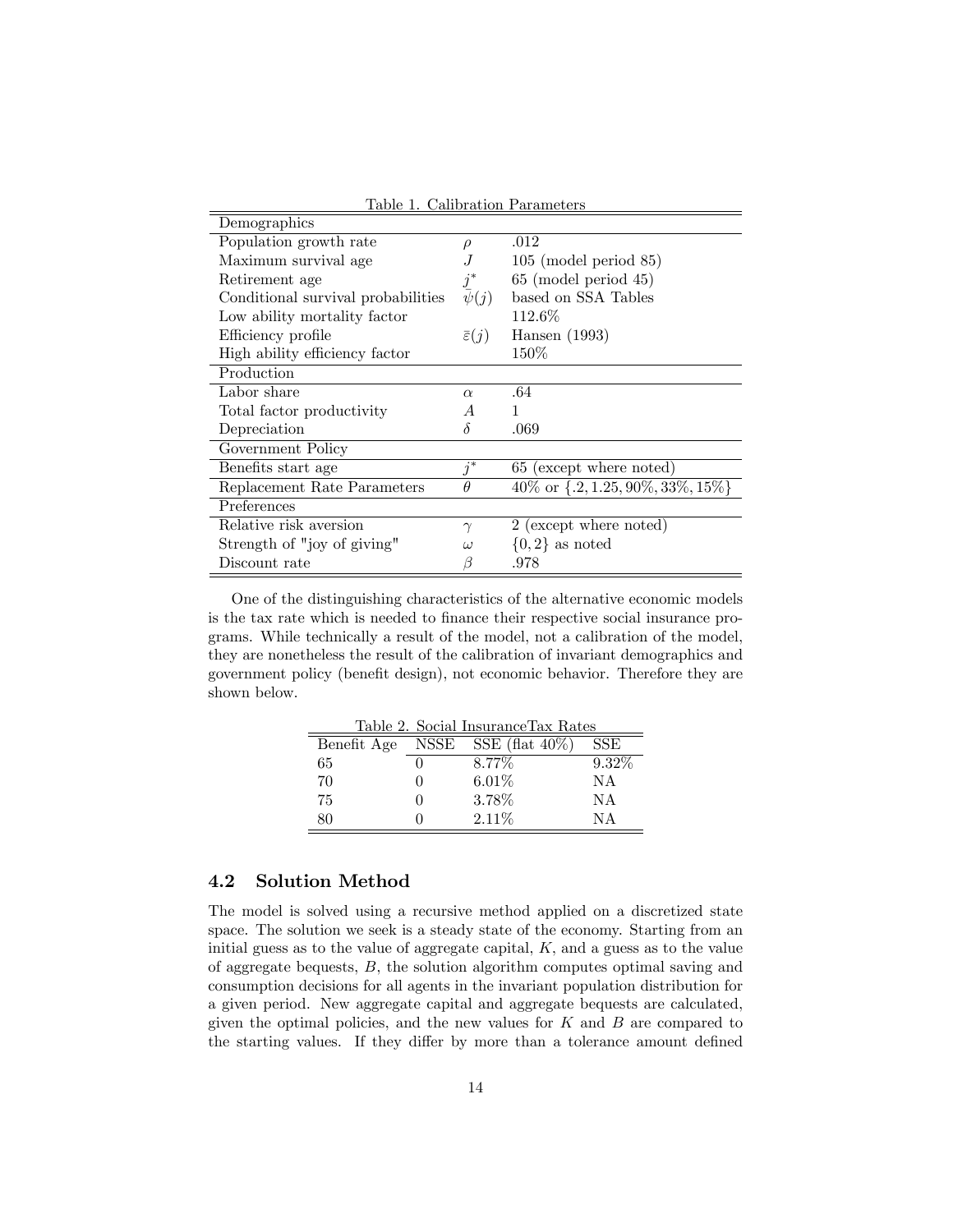Table 1. Calibration Parameters

| Demographics | | |
|---|---|---|
| Population growth rate | $\rho$ | .012 |
| Maximum survival age | $J$ | 105 (model period 85) |
| Retirement age | $j^*$ | 65 (model period 45) |
| Conditional survival probabilities | $\bar{\psi}(j)$ | based on SSA Tables |
| Low ability mortality factor | | 112.6% |
| Efficiency profile | $\bar{\varepsilon}(j)$ | Hansen (1993) |
| High ability efficiency factor | | 150% |
| **Production** | | |
| Labor share | $\alpha$ | .64 |
| Total factor productivity | $A$ | 1 |
| Depreciation | $\delta$ | .069 |
| **Government Policy** | | |
| Benefits start age | $j^*$ | 65 (except where noted) |
| Replacement Rate Parameters | $\theta$ | 40% or $\{.2, 1.25, 90\%, 33\%, 15\%\}$ |
| **Preferences** | | |
| Relative risk aversion | $\gamma$ | 2 (except where noted) |
| Strength of "joy of giving" | $\omega$ | $\{0, 2\}$ as noted |
| Discount rate | $\beta$ | .978 |

One of the distinguishing characteristics of the alternative economic models is the tax rate which is needed to finance their respective social insurance programs. While technically a result of the model, not a calibration of the model, they are nonetheless the result of the calibration of invariant demographics and government policy (benefit design), not economic behavior. Therefore they are shown below.

Table 2. Social InsuranceTax Rates

| Benefit Age | NSSE | SSE (flat 40%) | SSE |
|---|---|---|---|
| 65 | 0 | 8.77% | 9.32% |
| 70 | 0 | 6.01% | NA |
| 75 | 0 | 3.78% | NA |
| 80 | 0 | 2.11% | NA |

## 4.2 Solution Method

The model is solved using a recursive method applied on a discretized state space. The solution we seek is a steady state of the economy. Starting from an initial guess as to the value of aggregate capital, $K$, and a guess as to the value of aggregate bequests, $B$, the solution algorithm computes optimal saving and consumption decisions for all agents in the invariant population distribution for a given period. New aggregate capital and aggregate bequests are calculated, given the optimal policies, and the new values for $K$ and $B$ are compared to the starting values. If they differ by more than a tolerance amount defined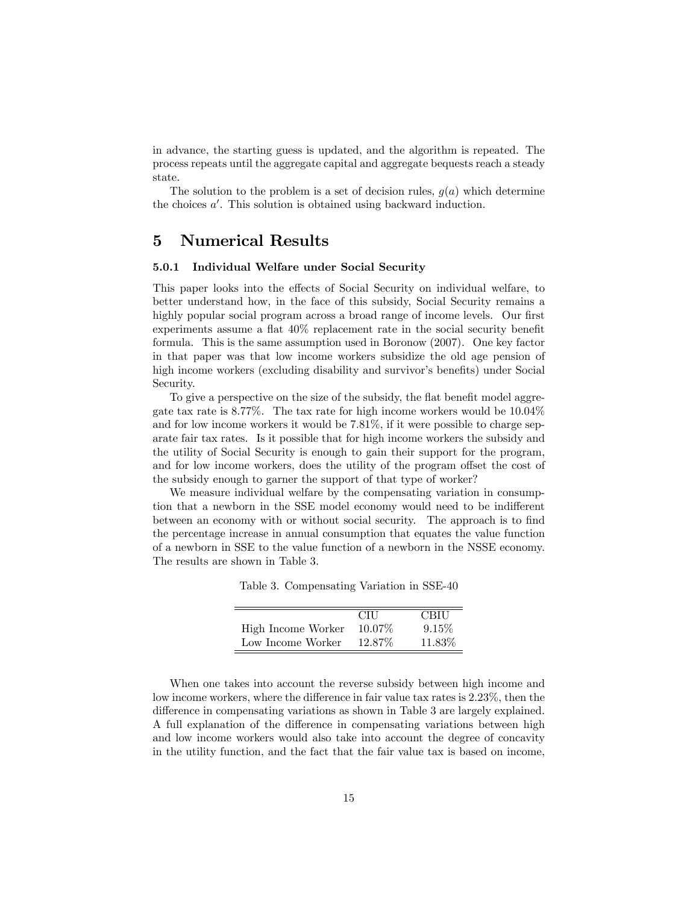in advance, the starting guess is updated, and the algorithm is repeated. The process repeats until the aggregate capital and aggregate bequests reach a steady state.

The solution to the problem is a set of decision rules, $g(a)$ which determine the choices $a'$. This solution is obtained using backward induction.

# 5 Numerical Results

### 5.0.1 Individual Welfare under Social Security

This paper looks into the effects of Social Security on individual welfare, to better understand how, in the face of this subsidy, Social Security remains a highly popular social program across a broad range of income levels. Our first experiments assume a flat 40% replacement rate in the social security benefit formula. This is the same assumption used in Boronow (2007). One key factor in that paper was that low income workers subsidize the old age pension of high income workers (excluding disability and survivor's benefits) under Social Security.

To give a perspective on the size of the subsidy, the flat benefit model aggregate tax rate is 8.77%. The tax rate for high income workers would be 10.04% and for low income workers it would be 7.81%, if it were possible to charge separate fair tax rates. Is it possible that for high income workers the subsidy and the utility of Social Security is enough to gain their support for the program, and for low income workers, does the utility of the program offset the cost of the subsidy enough to garner the support of that type of worker?

We measure individual welfare by the compensating variation in consumption that a newborn in the SSE model economy would need to be indifferent between an economy with or without social security. The approach is to find the percentage increase in annual consumption that equates the value function of a newborn in SSE to the value function of a newborn in the NSSE economy. The results are shown in Table 3.

Table 3. Compensating Variation in SSE-40

| | CIU | CBIU |
|---|---|---|
| High Income Worker | 10.07% | 9.15% |
| Low Income Worker | 12.87% | 11.83% |

When one takes into account the reverse subsidy between high income and low income workers, where the difference in fair value tax rates is 2.23%, then the difference in compensating variations as shown in Table 3 are largely explained. A full explanation of the difference in compensating variations between high and low income workers would also take into account the degree of concavity in the utility function, and the fact that the fair value tax is based on income,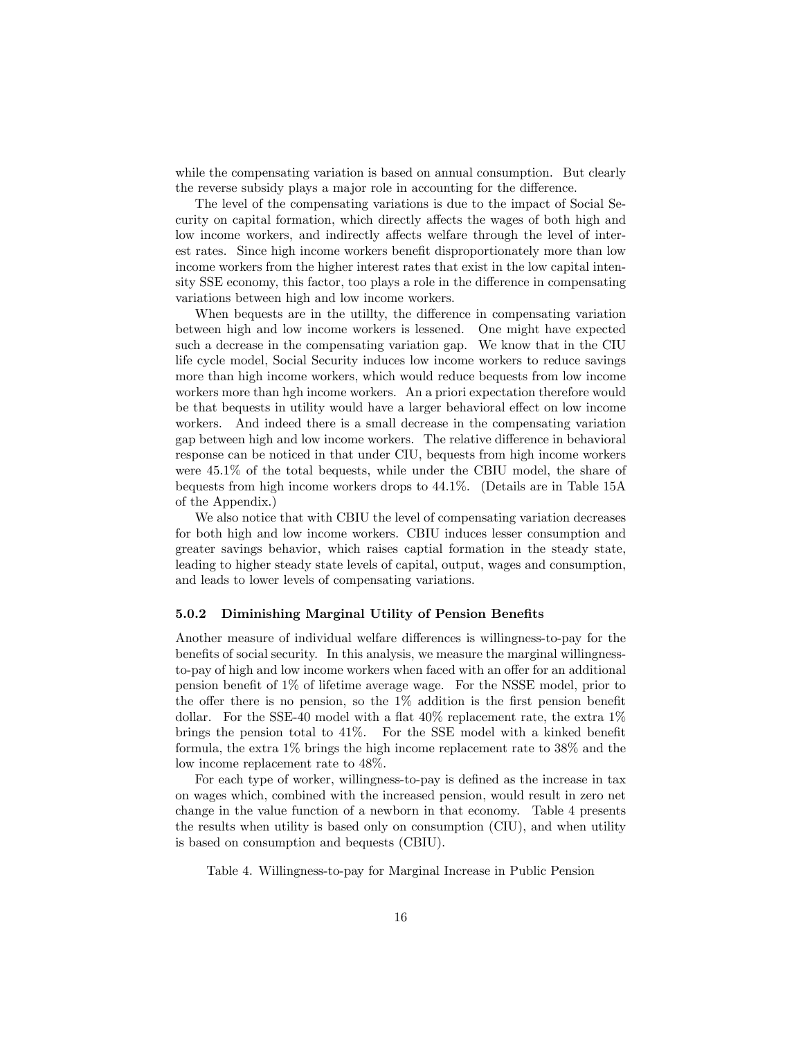while the compensating variation is based on annual consumption. But clearly the reverse subsidy plays a major role in accounting for the difference.

The level of the compensating variations is due to the impact of Social Security on capital formation, which directly affects the wages of both high and low income workers, and indirectly affects welfare through the level of interest rates. Since high income workers benefit disproportionately more than low income workers from the higher interest rates that exist in the low capital intensity SSE economy, this factor, too plays a role in the difference in compensating variations between high and low income workers.

When bequests are in the utillty, the difference in compensating variation between high and low income workers is lessened. One might have expected such a decrease in the compensating variation gap. We know that in the CIU life cycle model, Social Security induces low income workers to reduce savings more than high income workers, which would reduce bequests from low income workers more than hgh income workers. An a priori expectation therefore would be that bequests in utility would have a larger behavioral effect on low income workers. And indeed there is a small decrease in the compensating variation gap between high and low income workers. The relative difference in behavioral response can be noticed in that under CIU, bequests from high income workers were 45.1% of the total bequests, while under the CBIU model, the share of bequests from high income workers drops to 44.1%. (Details are in Table 15A of the Appendix.)

We also notice that with CBIU the level of compensating variation decreases for both high and low income workers. CBIU induces lesser consumption and greater savings behavior, which raises captial formation in the steady state, leading to higher steady state levels of capital, output, wages and consumption, and leads to lower levels of compensating variations.

### 5.0.2 Diminishing Marginal Utility of Pension Benefits

Another measure of individual welfare differences is willingness-to-pay for the benefits of social security. In this analysis, we measure the marginal willingness-to-pay of high and low income workers when faced with an offer for an additional pension benefit of 1% of lifetime average wage. For the NSSE model, prior to the offer there is no pension, so the 1% addition is the first pension benefit dollar. For the SSE-40 model with a flat 40% replacement rate, the extra 1% brings the pension total to 41%. For the SSE model with a kinked benefit formula, the extra 1% brings the high income replacement rate to 38% and the low income replacement rate to 48%.

For each type of worker, willingness-to-pay is defined as the increase in tax on wages which, combined with the increased pension, would result in zero net change in the value function of a newborn in that economy. Table 4 presents the results when utility is based only on consumption (CIU), and when utility is based on consumption and bequests (CBIU).

Table 4. Willingness-to-pay for Marginal Increase in Public Pension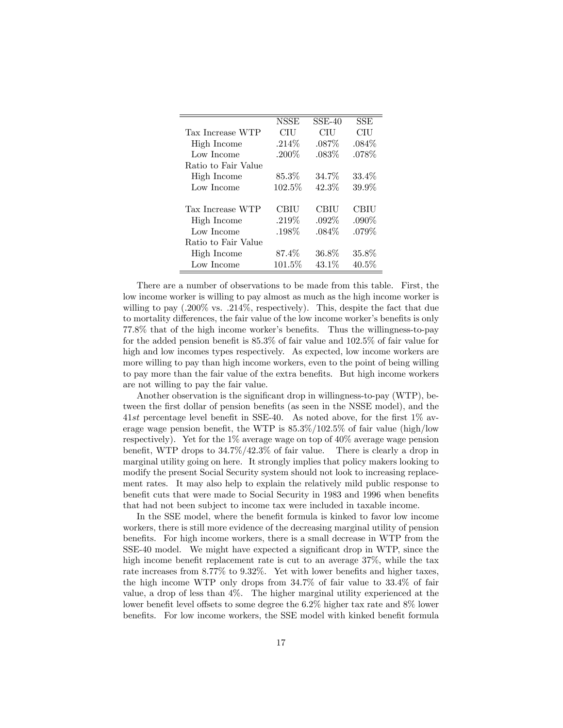| | NSSE | SSE-40 | SSE |
|---|---|---|---|
| Tax Increase WTP | CIU | CIU | CIU |
| High Income | .214% | .087% | .084% |
| Low Income | .200% | .083% | .078% |
| Ratio to Fair Value | | | |
| High Income | 85.3% | 34.7% | 33.4% |
| Low Income | 102.5% | 42.3% | 39.9% |
| | | | |
| Tax Increase WTP | CBIU | CBIU | CBIU |
| High Income | .219% | .092% | .090% |
| Low Income | .198% | .084% | .079% |
| Ratio to Fair Value | | | |
| High Income | 87.4% | 36.8% | 35.8% |
| Low Income | 101.5% | 43.1% | 40.5% |

There are a number of observations to be made from this table. First, the low income worker is willing to pay almost as much as the high income worker is willing to pay (.200% vs. .214%, respectively). This, despite the fact that due to mortality differences, the fair value of the low income worker's benefits is only 77.8% that of the high income worker's benefits. Thus the willingness-to-pay for the added pension benefit is 85.3% of fair value and 102.5% of fair value for high and low incomes types respectively. As expected, low income workers are more willing to pay than high income workers, even to the point of being willing to pay more than the fair value of the extra benefits. But high income workers are not willing to pay the fair value.

Another observation is the significant drop in willingness-to-pay (WTP), between the first dollar of pension benefits (as seen in the NSSE model), and the $41st$ percentage level benefit in SSE-40. As noted above, for the first 1% average wage pension benefit, the WTP is 85.3%/102.5% of fair value (high/low respectively). Yet for the 1% average wage on top of 40% average wage pension benefit, WTP drops to 34.7%/42.3% of fair value. There is clearly a drop in marginal utility going on here. It strongly implies that policy makers looking to modify the present Social Security system should not look to increasing replacement rates. It may also help to explain the relatively mild public response to benefit cuts that were made to Social Security in 1983 and 1996 when benefits that had not been subject to income tax were included in taxable income.

In the SSE model, where the benefit formula is kinked to favor low income workers, there is still more evidence of the decreasing marginal utility of pension benefits. For high income workers, there is a small decrease in WTP from the SSE-40 model. We might have expected a significant drop in WTP, since the high income benefit replacement rate is cut to an average 37%, while the tax rate increases from 8.77% to 9.32%. Yet with lower benefits and higher taxes, the high income WTP only drops from 34.7% of fair value to 33.4% of fair value, a drop of less than 4%. The higher marginal utility experienced at the lower benefit level offsets to some degree the 6.2% higher tax rate and 8% lower benefits. For low income workers, the SSE model with kinked benefit formula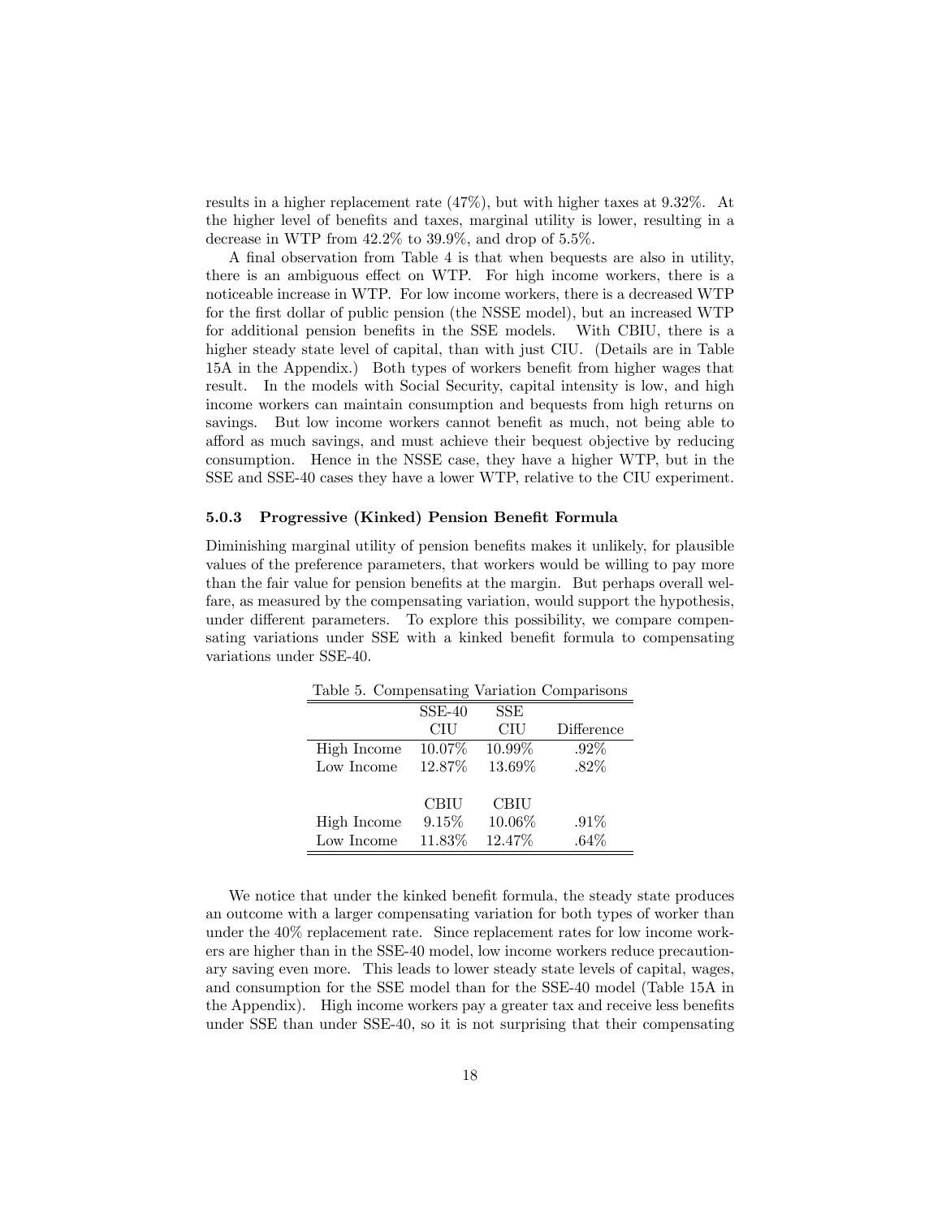results in a higher replacement rate (47%), but with higher taxes at 9.32%. At the higher level of benefits and taxes, marginal utility is lower, resulting in a decrease in WTP from 42.2% to 39.9%, and drop of 5.5%.

A final observation from Table 4 is that when bequests are also in utility, there is an ambiguous effect on WTP. For high income workers, there is a noticeable increase in WTP. For low income workers, there is a decreased WTP for the first dollar of public pension (the NSSE model), but an increased WTP for additional pension benefits in the SSE models. With CBIU, there is a higher steady state level of capital, than with just CIU. (Details are in Table 15A in the Appendix.) Both types of workers benefit from higher wages that result. In the models with Social Security, capital intensity is low, and high income workers can maintain consumption and bequests from high returns on savings. But low income workers cannot benefit as much, not being able to afford as much savings, and must achieve their bequest objective by reducing consumption. Hence in the NSSE case, they have a higher WTP, but in the SSE and SSE-40 cases they have a lower WTP, relative to the CIU experiment.

#### 5.0.3 Progressive (Kinked) Pension Benefit Formula

Diminishing marginal utility of pension benefits makes it unlikely, for plausible values of the preference parameters, that workers would be willing to pay more than the fair value for pension benefits at the margin. But perhaps overall welfare, as measured by the compensating variation, would support the hypothesis, under different parameters. To explore this possibility, we compare compensating variations under SSE with a kinked benefit formula to compensating variations under SSE-40.

Table 5. Compensating Variation Comparisons

| | SSE-40 CIU | SSE CIU | Difference |
|---|---|---|---|
| High Income | 10.07% | 10.99% | .92% |
| Low Income | 12.87% | 13.69% | .82% |
| | CBIU | CBIU | |
| High Income | 9.15% | 10.06% | .91% |
| Low Income | 11.83% | 12.47% | .64% |

We notice that under the kinked benefit formula, the steady state produces an outcome with a larger compensating variation for both types of worker than under the 40% replacement rate. Since replacement rates for low income workers are higher than in the SSE-40 model, low income workers reduce precautionary saving even more. This leads to lower steady state levels of capital, wages, and consumption for the SSE model than for the SSE-40 model (Table 15A in the Appendix). High income workers pay a greater tax and receive less benefits under SSE than under SSE-40, so it is not surprising that their compensating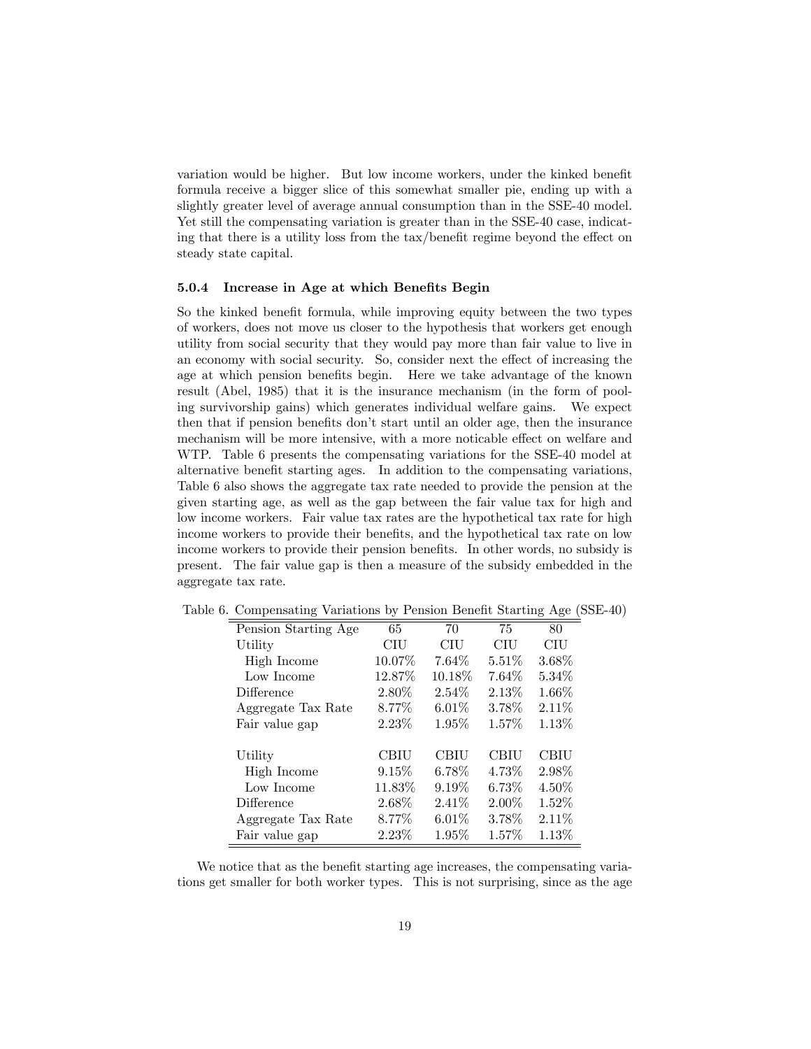variation would be higher. But low income workers, under the kinked benefit formula receive a bigger slice of this somewhat smaller pie, ending up with a slightly greater level of average annual consumption than in the SSE-40 model. Yet still the compensating variation is greater than in the SSE-40 case, indicating that there is a utility loss from the tax/benefit regime beyond the effect on steady state capital.

#### 5.0.4 Increase in Age at which Benefits Begin

So the kinked benefit formula, while improving equity between the two types of workers, does not move us closer to the hypothesis that workers get enough utility from social security that they would pay more than fair value to live in an economy with social security. So, consider next the effect of increasing the age at which pension benefits begin. Here we take advantage of the known result (Abel, 1985) that it is the insurance mechanism (in the form of pooling survivorship gains) which generates individual welfare gains. We expect then that if pension benefits don't start until an older age, then the insurance mechanism will be more intensive, with a more noticable effect on welfare and WTP. Table 6 presents the compensating variations for the SSE-40 model at alternative benefit starting ages. In addition to the compensating variations, Table 6 also shows the aggregate tax rate needed to provide the pension at the given starting age, as well as the gap between the fair value tax for high and low income workers. Fair value tax rates are the hypothetical tax rate for high income workers to provide their benefits, and the hypothetical tax rate on low income workers to provide their pension benefits. In other words, no subsidy is present. The fair value gap is then a measure of the subsidy embedded in the aggregate tax rate.

Table 6. Compensating Variations by Pension Benefit Starting Age (SSE-40)

| Pension Starting Age | 65 | 70 | 75 | 80 |
|---|---|---|---|---|
| Utility | CIU | CIU | CIU | CIU |
| High Income | 10.07% | 7.64% | 5.51% | 3.68% |
| Low Income | 12.87% | 10.18% | 7.64% | 5.34% |
| Difference | 2.80% | 2.54% | 2.13% | 1.66% |
| Aggregate Tax Rate | 8.77% | 6.01% | 3.78% | 2.11% |
| Fair value gap | 2.23% | 1.95% | 1.57% | 1.13% |
| | | | | |
| Utility | CBIU | CBIU | CBIU | CBIU |
| High Income | 9.15% | 6.78% | 4.73% | 2.98% |
| Low Income | 11.83% | 9.19% | 6.73% | 4.50% |
| Difference | 2.68% | 2.41% | 2.00% | 1.52% |
| Aggregate Tax Rate | 8.77% | 6.01% | 3.78% | 2.11% |
| Fair value gap | 2.23% | 1.95% | 1.57% | 1.13% |

We notice that as the benefit starting age increases, the compensating variations get smaller for both worker types. This is not surprising, since as the age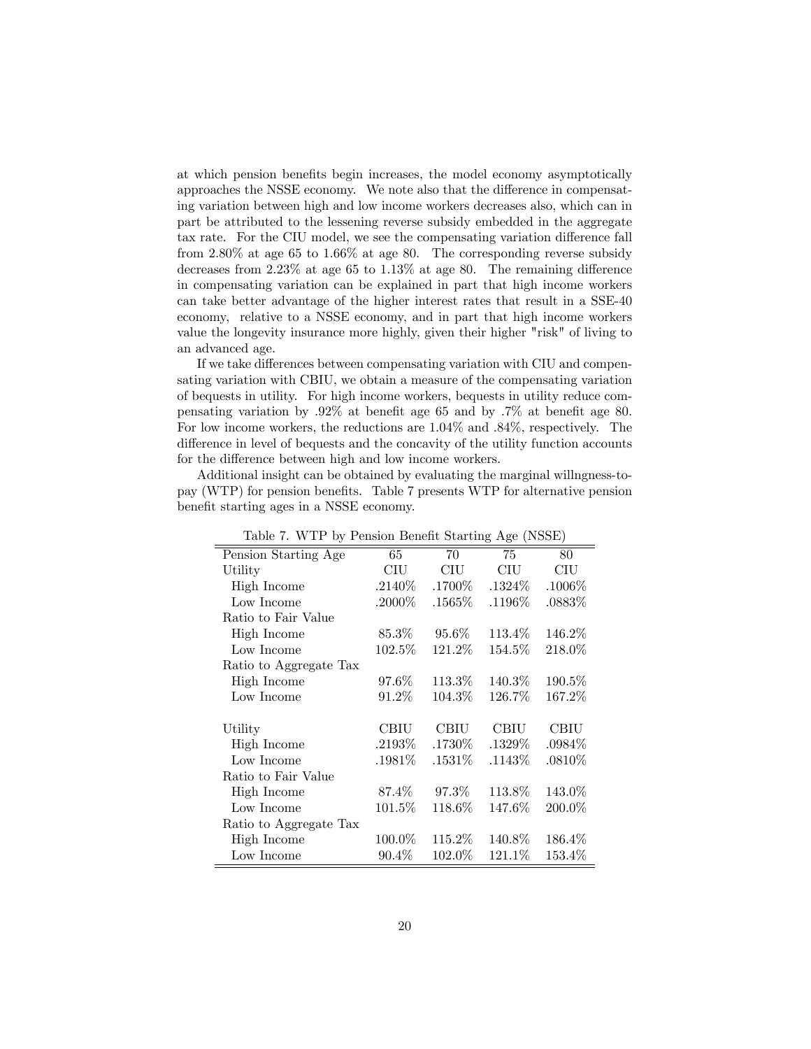at which pension benefits begin increases, the model economy asymptotically approaches the NSSE economy. We note also that the difference in compensating variation between high and low income workers decreases also, which can in part be attributed to the lessening reverse subsidy embedded in the aggregate tax rate. For the CIU model, we see the compensating variation difference fall from 2.80% at age 65 to 1.66% at age 80. The corresponding reverse subsidy decreases from 2.23% at age 65 to 1.13% at age 80. The remaining difference in compensating variation can be explained in part that high income workers can take better advantage of the higher interest rates that result in a SSE-40 economy, relative to a NSSE economy, and in part that high income workers value the longevity insurance more highly, given their higher "risk" of living to an advanced age.

If we take differences between compensating variation with CIU and compensating variation with CBIU, we obtain a measure of the compensating variation of bequests in utility. For high income workers, bequests in utility reduce compensating variation by .92% at benefit age 65 and by .7% at benefit age 80. For low income workers, the reductions are 1.04% and .84%, respectively. The difference in level of bequests and the concavity of the utility function accounts for the difference between high and low income workers.

Additional insight can be obtained by evaluating the marginal willngness-to-pay (WTP) for pension benefits. Table 7 presents WTP for alternative pension benefit starting ages in a NSSE economy.

Table 7. WTP by Pension Benefit Starting Age (NSSE)

| Pension Starting Age | 65 | 70 | 75 | 80 |
|---|---|---|---|---|
| Utility | CIU | CIU | CIU | CIU |
| High Income | .2140% | .1700% | .1324% | .1006% |
| Low Income | .2000% | .1565% | .1196% | .0883% |
| Ratio to Fair Value | | | | |
| High Income | 85.3% | 95.6% | 113.4% | 146.2% |
| Low Income | 102.5% | 121.2% | 154.5% | 218.0% |
| Ratio to Aggregate Tax | | | | |
| High Income | 97.6% | 113.3% | 140.3% | 190.5% |
| Low Income | 91.2% | 104.3% | 126.7% | 167.2% |
| | | | | |
| Utility | CBIU | CBIU | CBIU | CBIU |
| High Income | .2193% | .1730% | .1329% | .0984% |
| Low Income | .1981% | .1531% | .1143% | .0810% |
| Ratio to Fair Value | | | | |
| High Income | 87.4% | 97.3% | 113.8% | 143.0% |
| Low Income | 101.5% | 118.6% | 147.6% | 200.0% |
| Ratio to Aggregate Tax | | | | |
| High Income | 100.0% | 115.2% | 140.8% | 186.4% |
| Low Income | 90.4% | 102.0% | 121.1% | 153.4% |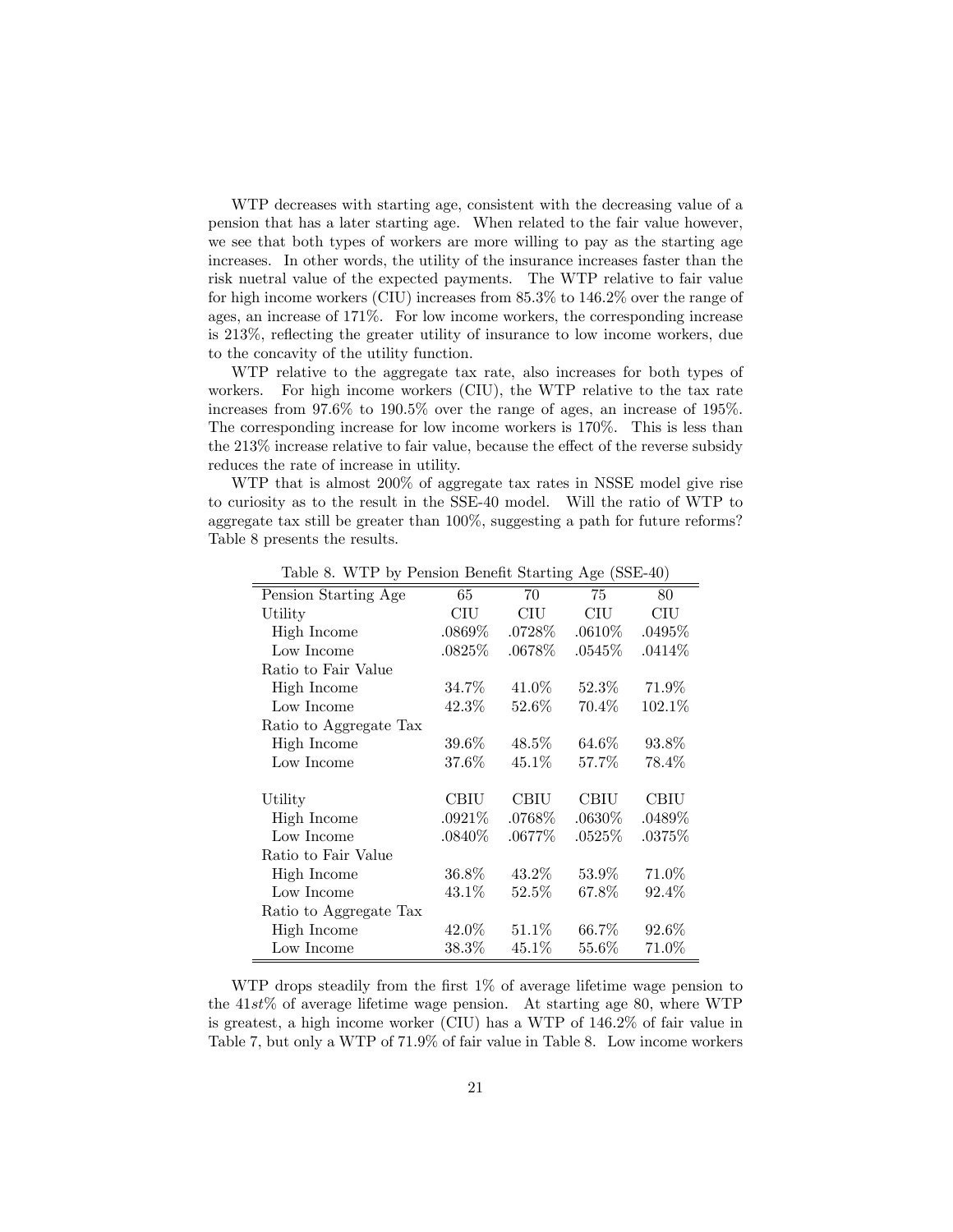WTP decreases with starting age, consistent with the decreasing value of a pension that has a later starting age. When related to the fair value however, we see that both types of workers are more willing to pay as the starting age increases. In other words, the utility of the insurance increases faster than the risk nuetral value of the expected payments. The WTP relative to fair value for high income workers (CIU) increases from 85.3% to 146.2% over the range of ages, an increase of 171%. For low income workers, the corresponding increase is 213%, reflecting the greater utility of insurance to low income workers, due to the concavity of the utility function.

WTP relative to the aggregate tax rate, also increases for both types of workers. For high income workers (CIU), the WTP relative to the tax rate increases from 97.6% to 190.5% over the range of ages, an increase of 195%. The corresponding increase for low income workers is 170%. This is less than the 213% increase relative to fair value, because the effect of the reverse subsidy reduces the rate of increase in utility.

WTP that is almost 200% of aggregate tax rates in NSSE model give rise to curiosity as to the result in the SSE-40 model. Will the ratio of WTP to aggregate tax still be greater than 100%, suggesting a path for future reforms? Table 8 presents the results.

Table 8. WTP by Pension Benefit Starting Age (SSE-40)

| Pension Starting Age | 65 | 70 | 75 | 80 |
|---|---|---|---|---|
| Utility | CIU | CIU | CIU | CIU |
| High Income | .0869% | .0728% | .0610% | .0495% |
| Low Income | .0825% | .0678% | .0545% | .0414% |
| Ratio to Fair Value | | | | |
| High Income | 34.7% | 41.0% | 52.3% | 71.9% |
| Low Income | 42.3% | 52.6% | 70.4% | 102.1% |
| Ratio to Aggregate Tax | | | | |
| High Income | 39.6% | 48.5% | 64.6% | 93.8% |
| Low Income | 37.6% | 45.1% | 57.7% | 78.4% |
| | | | | |
| Utility | CBIU | CBIU | CBIU | CBIU |
| High Income | .0921% | .0768% | .0630% | .0489% |
| Low Income | .0840% | .0677% | .0525% | .0375% |
| Ratio to Fair Value | | | | |
| High Income | 36.8% | 43.2% | 53.9% | 71.0% |
| Low Income | 43.1% | 52.5% | 67.8% | 92.4% |
| Ratio to Aggregate Tax | | | | |
| High Income | 42.0% | 51.1% | 66.7% | 92.6% |
| Low Income | 38.3% | 45.1% | 55.6% | 71.0% |

WTP drops steadily from the first 1% of average lifetime wage pension to the $41st$% of average lifetime wage pension. At starting age 80, where WTP is greatest, a high income worker (CIU) has a WTP of 146.2% of fair value in Table 7, but only a WTP of 71.9% of fair value in Table 8. Low income workers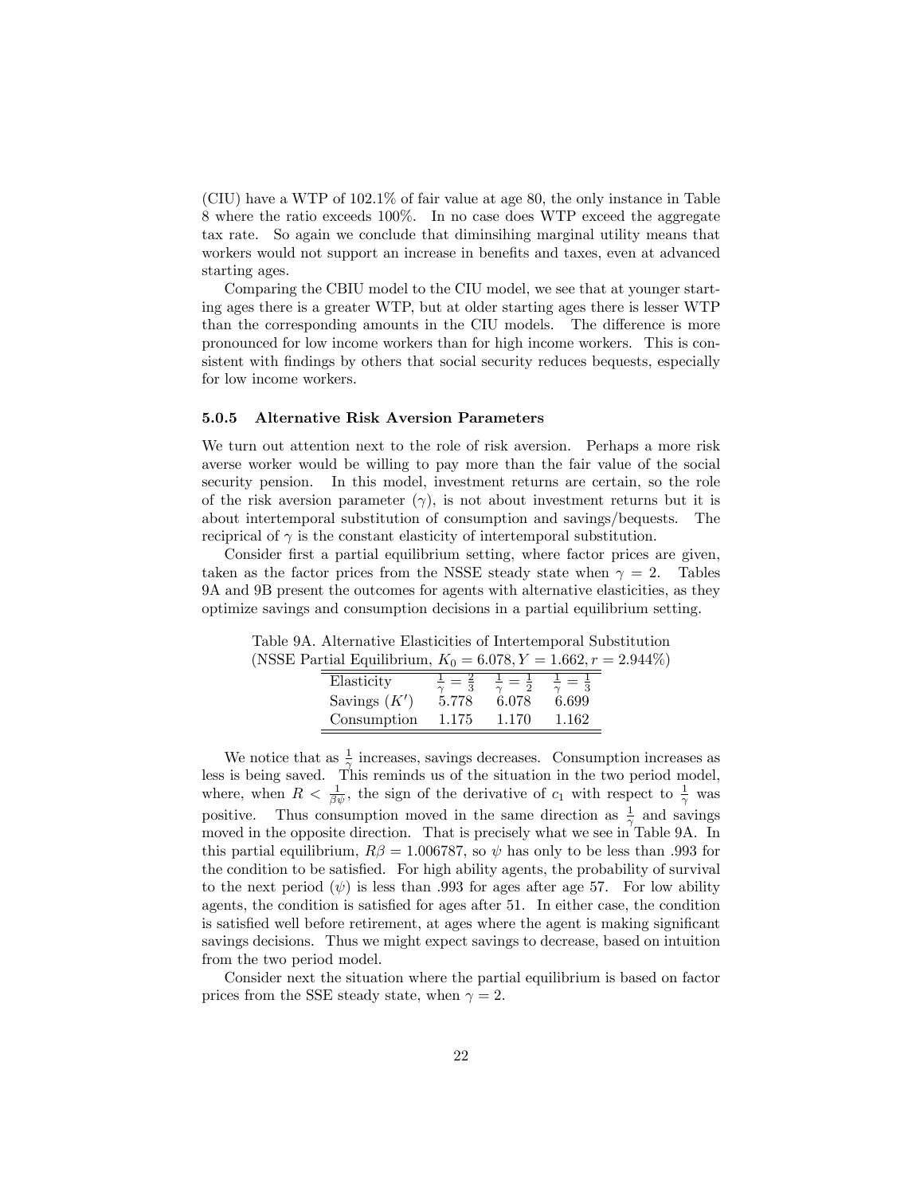(CIU) have a WTP of 102.1% of fair value at age 80, the only instance in Table 8 where the ratio exceeds 100%. In no case does WTP exceed the aggregate tax rate. So again we conclude that diminsihing marginal utility means that workers would not support an increase in benefits and taxes, even at advanced starting ages.

Comparing the CBIU model to the CIU model, we see that at younger starting ages there is a greater WTP, but at older starting ages there is lesser WTP than the corresponding amounts in the CIU models. The difference is more pronounced for low income workers than for high income workers. This is consistent with findings by others that social security reduces bequests, especially for low income workers.

### 5.0.5 Alternative Risk Aversion Parameters

We turn out attention next to the role of risk aversion. Perhaps a more risk averse worker would be willing to pay more than the fair value of the social security pension. In this model, investment returns are certain, so the role of the risk aversion parameter ($\gamma$), is not about investment returns but it is about intertemporal substitution of consumption and savings/bequests. The reciprical of $\gamma$ is the constant elasticity of intertemporal substitution.

Consider first a partial equilibrium setting, where factor prices are given, taken as the factor prices from the NSSE steady state when $\gamma = 2$. Tables 9A and 9B present the outcomes for agents with alternative elasticities, as they optimize savings and consumption decisions in a partial equilibrium setting.

Table 9A. Alternative Elasticities of Intertemporal Substitution (NSSE Partial Equilibrium, $K_0 = 6.078, Y = 1.662, r = 2.944\%$)

| Elasticity | $\frac{1}{\gamma} = \frac{2}{3}$ | $\frac{1}{\gamma} = \frac{1}{2}$ | $\frac{1}{\gamma} = \frac{1}{3}$ |
|---|---|---|---|
| Savings ($K'$) | 5.778 | 6.078 | 6.699 |
| Consumption | 1.175 | 1.170 | 1.162 |

We notice that as $\frac{1}{\gamma}$ increases, savings decreases. Consumption increases as less is being saved. This reminds us of the situation in the two period model, where, when $R < \frac{1}{\beta\psi}$, the sign of the derivative of $c_1$ with respect to $\frac{1}{\gamma}$ was positive. Thus consumption moved in the same direction as $\frac{1}{\gamma}$ and savings moved in the opposite direction. That is precisely what we see in Table 9A. In this partial equilibrium, $R\beta = 1.006787$, so $\psi$ has only to be less than .993 for the condition to be satisfied. For high ability agents, the probability of survival to the next period ($\psi$) is less than .993 for ages after age 57. For low ability agents, the condition is satisfied for ages after 51. In either case, the condition is satisfied well before retirement, at ages where the agent is making significant savings decisions. Thus we might expect savings to decrease, based on intuition from the two period model.

Consider next the situation where the partial equilibrium is based on factor prices from the SSE steady state, when $\gamma = 2$.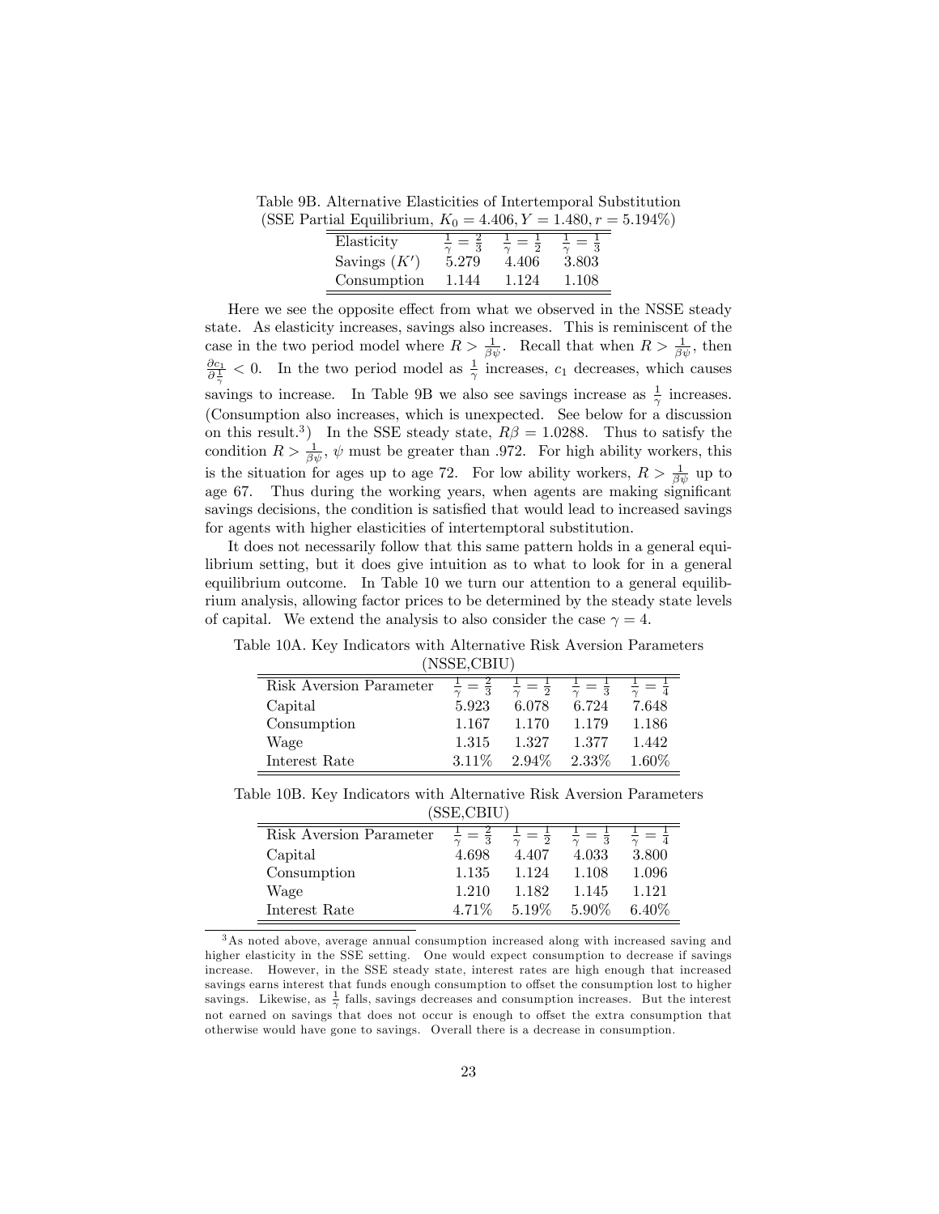Table 9B. Alternative Elasticities of Intertemporal Substitution
(SSE Partial Equilibrium, $K_0 = 4.406, Y = 1.480, r = 5.194\%$)

| Elasticity | $\frac{1}{\gamma} = \frac{2}{3}$ | $\frac{1}{\gamma} = \frac{1}{2}$ | $\frac{1}{\gamma} = \frac{1}{3}$ |
|---|---|---|---|
| Savings ($K'$) | 5.279 | 4.406 | 3.803 |
| Consumption | 1.144 | 1.124 | 1.108 |

Here we see the opposite effect from what we observed in the NSSE steady state. As elasticity increases, savings also increases. This is reminiscent of the case in the two period model where $R > \frac{1}{\beta\psi}$. Recall that when $R > \frac{1}{\beta\psi}$, then $\frac{\partial c_1}{\partial \frac{1}{\gamma}} < 0$. In the two period model as $\frac{1}{\gamma}$ increases, $c_1$ decreases, which causes savings to increase. In Table 9B we also see savings increase as $\frac{1}{\gamma}$ increases. (Consumption also increases, which is unexpected. See below for a discussion on this result.[3]) In the SSE steady state, $R\beta = 1.0288$. Thus to satisfy the condition $R > \frac{1}{\beta\psi}$, $\psi$ must be greater than .972. For high ability workers, this is the situation for ages up to age 72. For low ability workers, $R > \frac{1}{\beta\psi}$ up to age 67. Thus during the working years, when agents are making significant savings decisions, the condition is satisfied that would lead to increased savings for agents with higher elasticities of intertemptoral substitution.

It does not necessarily follow that this same pattern holds in a general equilibrium setting, but it does give intuition as to what to look for in a general equilibrium outcome. In Table 10 we turn our attention to a general equilibrium analysis, allowing factor prices to be determined by the steady state levels of capital. We extend the analysis to also consider the case $\gamma = 4$.

Table 10A. Key Indicators with Alternative Risk Aversion Parameters
(NSSE,CBIU)

| Risk Aversion Parameter | $\frac{1}{\gamma} = \frac{2}{3}$ | $\frac{1}{\gamma} = \frac{1}{2}$ | $\frac{1}{\gamma} = \frac{1}{3}$ | $\frac{1}{\gamma} = \frac{1}{4}$ |
|---|---|---|---|---|
| Capital | 5.923 | 6.078 | 6.724 | 7.648 |
| Consumption | 1.167 | 1.170 | 1.179 | 1.186 |
| Wage | 1.315 | 1.327 | 1.377 | 1.442 |
| Interest Rate | 3.11% | 2.94% | 2.33% | 1.60% |

Table 10B. Key Indicators with Alternative Risk Aversion Parameters
(SSE,CBIU)

| Risk Aversion Parameter | $\frac{1}{\gamma} = \frac{2}{3}$ | $\frac{1}{\gamma} = \frac{1}{2}$ | $\frac{1}{\gamma} = \frac{1}{3}$ | $\frac{1}{\gamma} = \frac{1}{4}$ |
|---|---|---|---|---|
| Capital | 4.698 | 4.407 | 4.033 | 3.800 |
| Consumption | 1.135 | 1.124 | 1.108 | 1.096 |
| Wage | 1.210 | 1.182 | 1.145 | 1.121 |
| Interest Rate | 4.71% | 5.19% | 5.90% | 6.40% |

[3] As noted above, average annual consumption increased along with increased saving and higher elasticity in the SSE setting. One would expect consumption to decrease if savings increase. However, in the SSE steady state, interest rates are high enough that increased savings earns interest that funds enough consumption to offset the consumption lost to higher savings. Likewise, as $\frac{1}{\gamma}$ falls, savings decreases and consumption increases. But the interest not earned on savings that does not occur is enough to offset the extra consumption that otherwise would have gone to savings. Overall there is a decrease in consumption.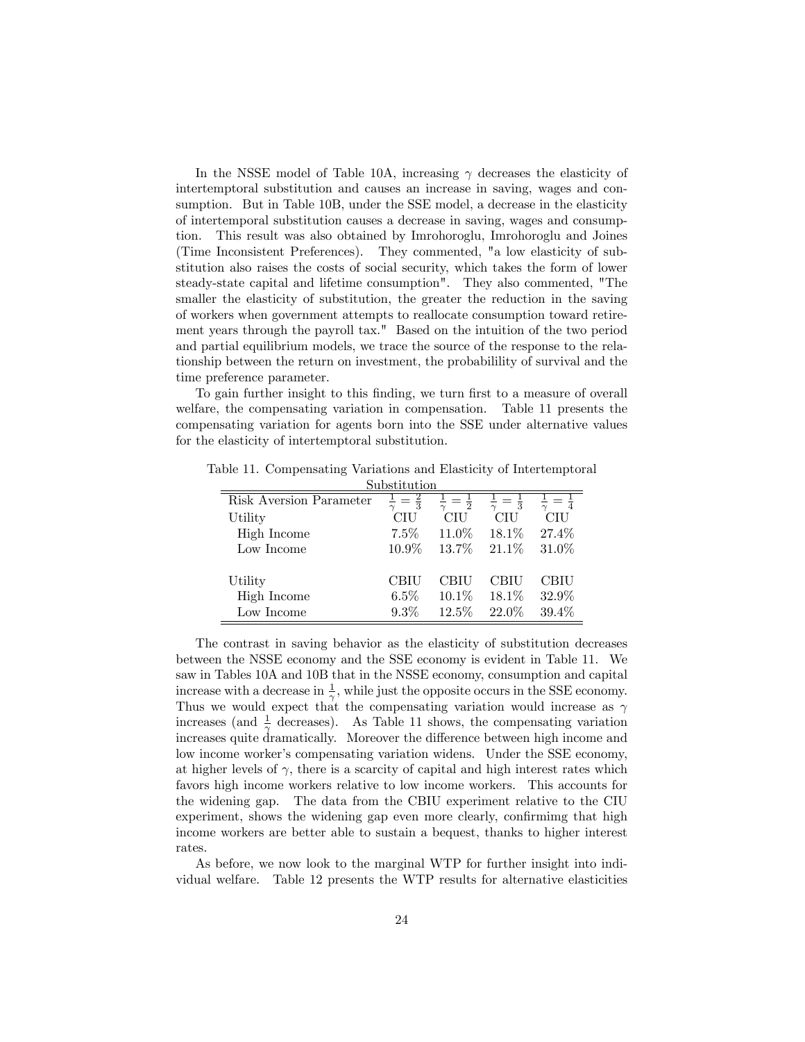In the NSSE model of Table 10A, increasing $\gamma$ decreases the elasticity of intertemptoral substitution and causes an increase in saving, wages and consumption. But in Table 10B, under the SSE model, a decrease in the elasticity of intertemporal substitution causes a decrease in saving, wages and consumption. This result was also obtained by Imrohoroglu, Imrohoroglu and Joines (Time Inconsistent Preferences). They commented, "a low elasticity of substitution also raises the costs of social security, which takes the form of lower steady-state capital and lifetime consumption". They also commented, "The smaller the elasticity of substitution, the greater the reduction in the saving of workers when government attempts to reallocate consumption toward retirement years through the payroll tax." Based on the intuition of the two period and partial equilibrium models, we trace the source of the response to the relationship between the return on investment, the probabilility of survival and the time preference parameter.

To gain further insight to this finding, we turn first to a measure of overall welfare, the compensating variation in compensation. Table 11 presents the compensating variation for agents born into the SSE under alternative values for the elasticity of intertemptoral substitution.

Table 11. Compensating Variations and Elasticity of Intertemptoral Substitution

| Risk Aversion Parameter | $\frac{1}{\gamma}=\frac{2}{3}$ | $\frac{1}{\gamma}=\frac{1}{2}$ | $\frac{1}{\gamma}=\frac{1}{3}$ | $\frac{1}{\gamma}=\frac{1}{4}$ |
|---|---|---|---|---|
| Utility | CIU | CIU | CIU | CIU |
| High Income | 7.5% | 11.0% | 18.1% | 27.4% |
| Low Income | 10.9% | 13.7% | 21.1% | 31.0% |
| | | | | |
| Utility | CBIU | CBIU | CBIU | CBIU |
| High Income | 6.5% | 10.1% | 18.1% | 32.9% |
| Low Income | 9.3% | 12.5% | 22.0% | 39.4% |

The contrast in saving behavior as the elasticity of substitution decreases between the NSSE economy and the SSE economy is evident in Table 11. We saw in Tables 10A and 10B that in the NSSE economy, consumption and capital increase with a decrease in $\frac{1}{\gamma}$, while just the opposite occurs in the SSE economy. Thus we would expect that the compensating variation would increase as $\gamma$ increases (and $\frac{1}{\gamma}$ decreases). As Table 11 shows, the compensating variation increases quite dramatically. Moreover the difference between high income and low income worker's compensating variation widens. Under the SSE economy, at higher levels of $\gamma$, there is a scarcity of capital and high interest rates which favors high income workers relative to low income workers. This accounts for the widening gap. The data from the CBIU experiment relative to the CIU experiment, shows the widening gap even more clearly, confirmimg that high income workers are better able to sustain a bequest, thanks to higher interest rates.

As before, we now look to the marginal WTP for further insight into individual welfare. Table 12 presents the WTP results for alternative elasticities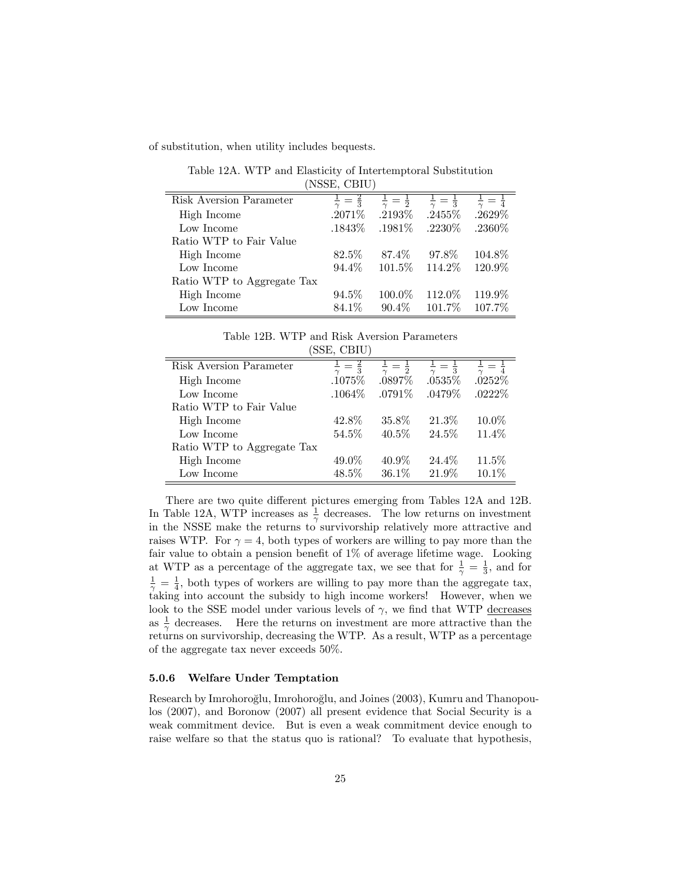of substitution, when utility includes bequests.

Table 12A. WTP and Elasticity of Intertemptoral Substitution (NSSE, CBIU)

| Risk Aversion Parameter | $\frac{1}{\gamma} = \frac{2}{3}$ | $\frac{1}{\gamma} = \frac{1}{2}$ | $\frac{1}{\gamma} = \frac{1}{3}$ | $\frac{1}{\gamma} = \frac{1}{4}$ |
|---|---|---|---|---|
| High Income | .2071% | .2193% | .2455% | .2629% |
| Low Income | .1843% | .1981% | .2230% | .2360% |
| Ratio WTP to Fair Value | | | | |
| High Income | 82.5% | 87.4% | 97.8% | 104.8% |
| Low Income | 94.4% | 101.5% | 114.2% | 120.9% |
| Ratio WTP to Aggregate Tax | | | | |
| High Income | 94.5% | 100.0% | 112.0% | 119.9% |
| Low Income | 84.1% | 90.4% | 101.7% | 107.7% |

Table 12B. WTP and Risk Aversion Parameters (SSE, CBIU)

| Risk Aversion Parameter | $\frac{1}{\gamma} = \frac{2}{3}$ | $\frac{1}{\gamma} = \frac{1}{2}$ | $\frac{1}{\gamma} = \frac{1}{3}$ | $\frac{1}{\gamma} = \frac{1}{4}$ |
|---|---|---|---|---|
| High Income | .1075% | .0897% | .0535% | .0252% |
| Low Income | .1064% | .0791% | .0479% | .0222% |
| Ratio WTP to Fair Value | | | | |
| High Income | 42.8% | 35.8% | 21.3% | 10.0% |
| Low Income | 54.5% | 40.5% | 24.5% | 11.4% |
| Ratio WTP to Aggregate Tax | | | | |
| High Income | 49.0% | 40.9% | 24.4% | 11.5% |
| Low Income | 48.5% | 36.1% | 21.9% | 10.1% |

There are two quite different pictures emerging from Tables 12A and 12B. In Table 12A, WTP increases as $\frac{1}{\gamma}$ decreases. The low returns on investment in the NSSE make the returns to survivorship relatively more attractive and raises WTP. For $\gamma = 4$, both types of workers are willing to pay more than the fair value to obtain a pension benefit of 1% of average lifetime wage. Looking at WTP as a percentage of the aggregate tax, we see that for $\frac{1}{\gamma} = \frac{1}{3}$, and for $\frac{1}{\gamma} = \frac{1}{4}$, both types of workers are willing to pay more than the aggregate tax, taking into account the subsidy to high income workers! However, when we look to the SSE model under various levels of $\gamma$, we find that WTP decreases as $\frac{1}{\gamma}$ decreases. Here the returns on investment are more attractive than the returns on survivorship, decreasing the WTP. As a result, WTP as a percentage of the aggregate tax never exceeds 50%.

#### 5.0.6 Welfare Under Temptation

Research by Imrohoroğlu, Imrohoroğlu, and Joines (2003), Kumru and Thanopoulos (2007), and Boronow (2007) all present evidence that Social Security is a weak commitment device. But is even a weak commitment device enough to raise welfare so that the status quo is rational? To evaluate that hypothesis,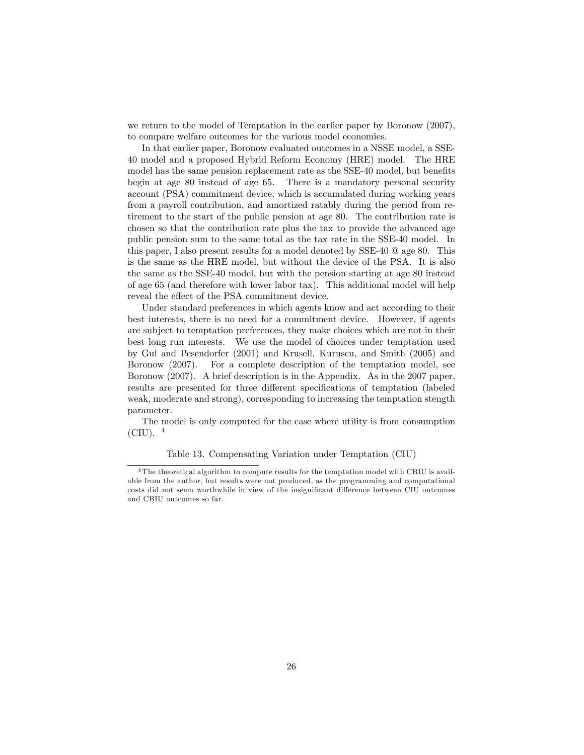we return to the model of Temptation in the earlier paper by Boronow (2007), to compare welfare outcomes for the various model economies.

In that earlier paper, Boronow evaluated outcomes in a NSSE model, a SSE-40 model and a proposed Hybrid Reform Economy (HRE) model. The HRE model has the same pension replacement rate as the SSE-40 model, but benefits begin at age 80 instead of age 65. There is a mandatory personal security account (PSA) commitment device, which is accumulated during working years from a payroll contribution, and amortized ratably during the period from retirement to the start of the public pension at age 80. The contribution rate is chosen so that the contribution rate plus the tax to provide the advanced age public pension sum to the same total as the tax rate in the SSE-40 model. In this paper, I also present results for a model denoted by SSE-40 @ age 80. This is the same as the HRE model, but without the device of the PSA. It is also the same as the SSE-40 model, but with the pension starting at age 80 instead of age 65 (and therefore with lower labor tax). This additional model will help reveal the effect of the PSA commitment device.

Under standard preferences in which agents know and act according to their best interests, there is no need for a commitment device. However, if agents are subject to temptation preferences, they make choices which are not in their best long run interests. We use the model of choices under temptation used by Gul and Pesendorfer (2001) and Krusell, Kuruscu, and Smith (2005) and Boronow (2007). For a complete description of the temptation model, see Boronow (2007). A brief description is in the Appendix. As in the 2007 paper, results are presented for three different specifications of temptation (labeled weak, moderate and strong), corresponding to increasing the temptation stength parameter.

The model is only computed for the case where utility is from consumption (CIU). [4]

Table 13. Compensating Variation under Temptation (CIU)

[4] The theoretical algorithm to compute results for the temptation model with CBIU is available from the author, but results were not produced, as the programming and computational costs did not seem worthwhile in view of the insignificant difference between CIU outcomes and CBIU outcomes so far.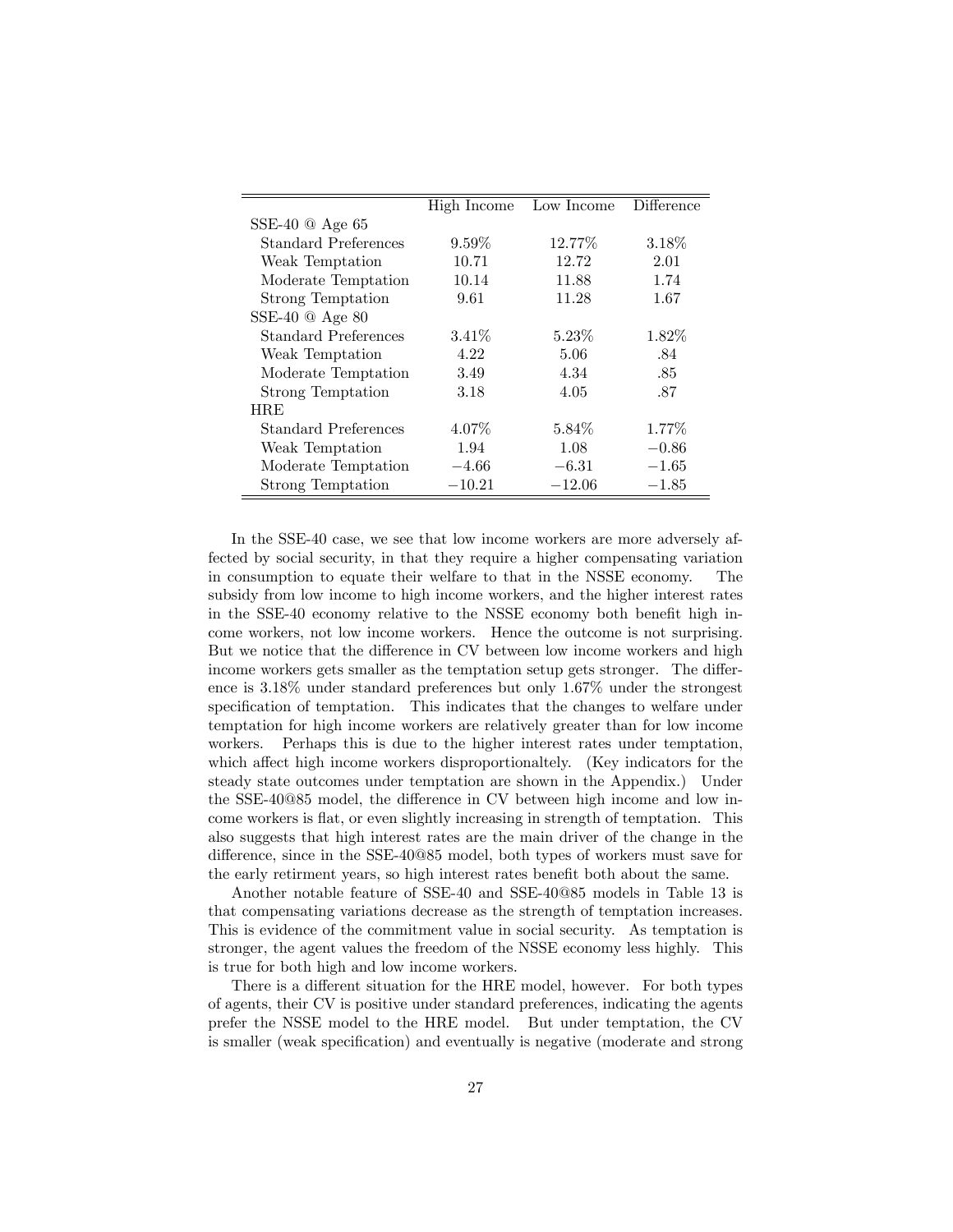| | High Income | Low Income | Difference |
|---|---|---|---|
| SSE-40 @ Age 65 | | | |
| Standard Preferences | 9.59% | 12.77% | 3.18% |
| Weak Temptation | 10.71 | 12.72 | 2.01 |
| Moderate Temptation | 10.14 | 11.88 | 1.74 |
| Strong Temptation | 9.61 | 11.28 | 1.67 |
| SSE-40 @ Age 80 | | | |
| Standard Preferences | 3.41% | 5.23% | 1.82% |
| Weak Temptation | 4.22 | 5.06 | .84 |
| Moderate Temptation | 3.49 | 4.34 | .85 |
| Strong Temptation | 3.18 | 4.05 | .87 |
| HRE | | | |
| Standard Preferences | 4.07% | 5.84% | 1.77% |
| Weak Temptation | 1.94 | 1.08 | −0.86 |
| Moderate Temptation | −4.66 | −6.31 | −1.65 |
| Strong Temptation | −10.21 | −12.06 | −1.85 |

In the SSE-40 case, we see that low income workers are more adversely affected by social security, in that they require a higher compensating variation in consumption to equate their welfare to that in the NSSE economy. The subsidy from low income to high income workers, and the higher interest rates in the SSE-40 economy relative to the NSSE economy both benefit high income workers, not low income workers. Hence the outcome is not surprising. But we notice that the difference in CV between low income workers and high income workers gets smaller as the temptation setup gets stronger. The difference is 3.18% under standard preferences but only 1.67% under the strongest specification of temptation. This indicates that the changes to welfare under temptation for high income workers are relatively greater than for low income workers. Perhaps this is due to the higher interest rates under temptation, which affect high income workers disproportionaltely. (Key indicators for the steady state outcomes under temptation are shown in the Appendix.) Under the SSE-40@85 model, the difference in CV between high income and low income workers is flat, or even slightly increasing in strength of temptation. This also suggests that high interest rates are the main driver of the change in the difference, since in the SSE-40@85 model, both types of workers must save for the early retirment years, so high interest rates benefit both about the same.

Another notable feature of SSE-40 and SSE-40@85 models in Table 13 is that compensating variations decrease as the strength of temptation increases. This is evidence of the commitment value in social security. As temptation is stronger, the agent values the freedom of the NSSE economy less highly. This is true for both high and low income workers.

There is a different situation for the HRE model, however. For both types of agents, their CV is positive under standard preferences, indicating the agents prefer the NSSE model to the HRE model. But under temptation, the CV is smaller (weak specification) and eventually is negative (moderate and strong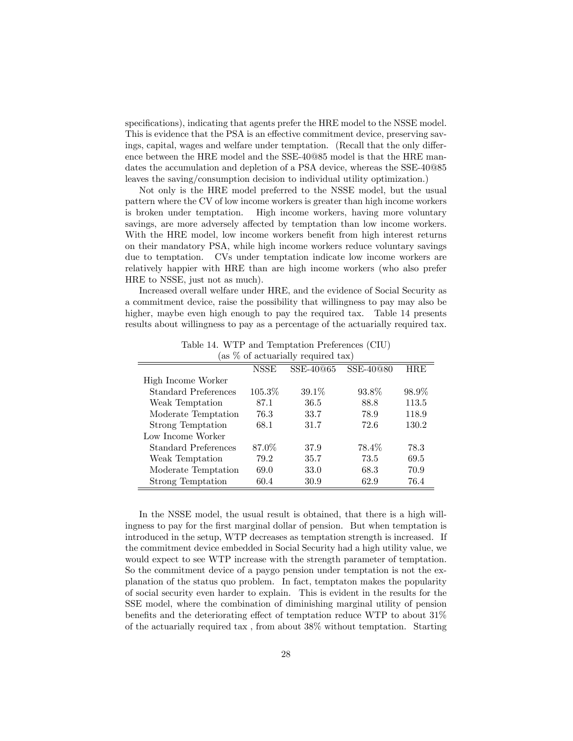specifications), indicating that agents prefer the HRE model to the NSSE model. This is evidence that the PSA is an effective commitment device, preserving savings, capital, wages and welfare under temptation. (Recall that the only difference between the HRE model and the SSE-40@85 model is that the HRE mandates the accumulation and depletion of a PSA device, whereas the SSE-40@85 leaves the saving/consumption decision to individual utility optimization.)

Not only is the HRE model preferred to the NSSE model, but the usual pattern where the CV of low income workers is greater than high income workers is broken under temptation. High income workers, having more voluntary savings, are more adversely affected by temptation than low income workers. With the HRE model, low income workers benefit from high interest returns on their mandatory PSA, while high income workers reduce voluntary savings due to temptation. CVs under temptation indicate low income workers are relatively happier with HRE than are high income workers (who also prefer HRE to NSSE, just not as much).

Increased overall welfare under HRE, and the evidence of Social Security as a commitment device, raise the possibility that willingness to pay may also be higher, maybe even high enough to pay the required tax. Table 14 presents results about willingness to pay as a percentage of the actuarially required tax.

Table 14. WTP and Temptation Preferences (CIU)
(as % of actuarially required tax)

| | NSSE | SSE-40@65 | SSE-40@80 | HRE |
|---|---|---|---|---|
| High Income Worker | | | | |
| Standard Preferences | 105.3% | 39.1% | 93.8% | 98.9% |
| Weak Temptation | 87.1 | 36.5 | 88.8 | 113.5 |
| Moderate Temptation | 76.3 | 33.7 | 78.9 | 118.9 |
| Strong Temptation | 68.1 | 31.7 | 72.6 | 130.2 |
| Low Income Worker | | | | |
| Standard Preferences | 87.0% | 37.9 | 78.4% | 78.3 |
| Weak Temptation | 79.2 | 35.7 | 73.5 | 69.5 |
| Moderate Temptation | 69.0 | 33.0 | 68.3 | 70.9 |
| Strong Temptation | 60.4 | 30.9 | 62.9 | 76.4 |

In the NSSE model, the usual result is obtained, that there is a high willingness to pay for the first marginal dollar of pension. But when temptation is introduced in the setup, WTP decreases as temptation strength is increased. If the commitment device embedded in Social Security had a high utility value, we would expect to see WTP increase with the strength parameter of temptation. So the commitment device of a paygo pension under temptation is not the explanation of the status quo problem. In fact, temptaton makes the popularity of social security even harder to explain. This is evident in the results for the SSE model, where the combination of diminishing marginal utility of pension benefits and the deteriorating effect of temptation reduce WTP to about 31% of the actuarially required tax , from about 38% without temptation. Starting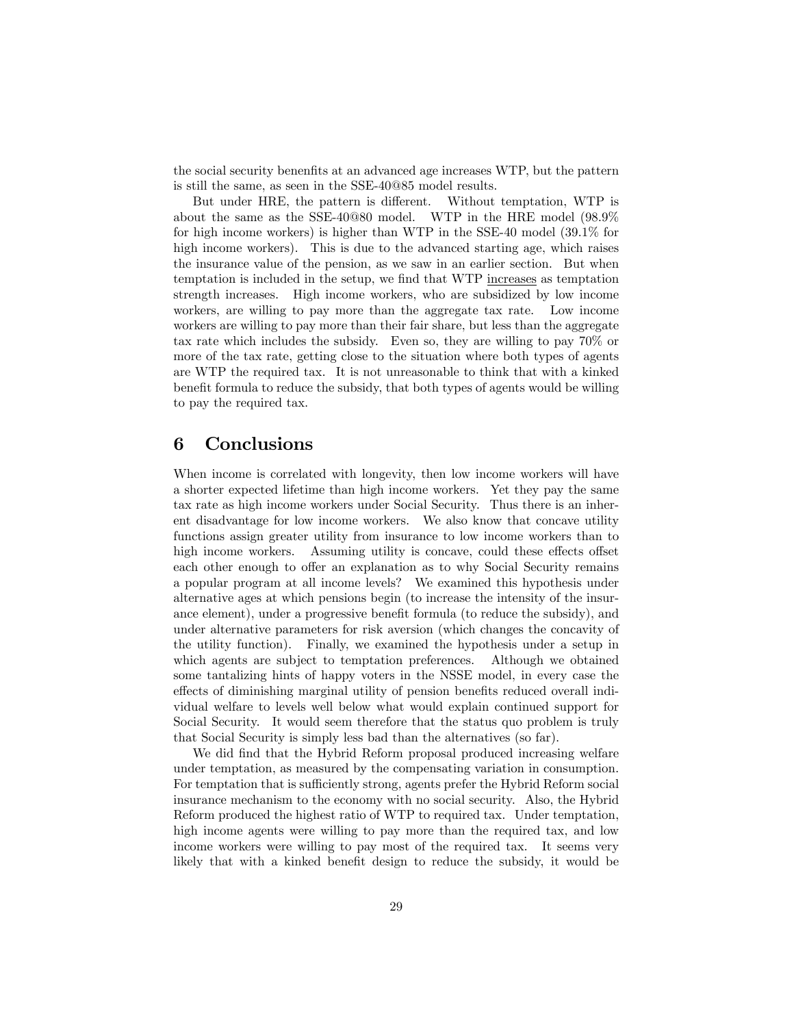the social security benenfits at an advanced age increases WTP, but the pattern is still the same, as seen in the SSE-40@85 model results.

But under HRE, the pattern is different. Without temptation, WTP is about the same as the SSE-40@80 model. WTP in the HRE model (98.9% for high income workers) is higher than WTP in the SSE-40 model (39.1% for high income workers). This is due to the advanced starting age, which raises the insurance value of the pension, as we saw in an earlier section. But when temptation is included in the setup, we find that WTP increases as temptation strength increases. High income workers, who are subsidized by low income workers, are willing to pay more than the aggregate tax rate. Low income workers are willing to pay more than their fair share, but less than the aggregate tax rate which includes the subsidy. Even so, they are willing to pay 70% or more of the tax rate, getting close to the situation where both types of agents are WTP the required tax. It is not unreasonable to think that with a kinked benefit formula to reduce the subsidy, that both types of agents would be willing to pay the required tax.

# 6 Conclusions

When income is correlated with longevity, then low income workers will have a shorter expected lifetime than high income workers. Yet they pay the same tax rate as high income workers under Social Security. Thus there is an inherent disadvantage for low income workers. We also know that concave utility functions assign greater utility from insurance to low income workers than to high income workers. Assuming utility is concave, could these effects offset each other enough to offer an explanation as to why Social Security remains a popular program at all income levels? We examined this hypothesis under alternative ages at which pensions begin (to increase the intensity of the insurance element), under a progressive benefit formula (to reduce the subsidy), and under alternative parameters for risk aversion (which changes the concavity of the utility function). Finally, we examined the hypothesis under a setup in which agents are subject to temptation preferences. Although we obtained some tantalizing hints of happy voters in the NSSE model, in every case the effects of diminishing marginal utility of pension benefits reduced overall individual welfare to levels well below what would explain continued support for Social Security. It would seem therefore that the status quo problem is truly that Social Security is simply less bad than the alternatives (so far).

We did find that the Hybrid Reform proposal produced increasing welfare under temptation, as measured by the compensating variation in consumption. For temptation that is sufficiently strong, agents prefer the Hybrid Reform social insurance mechanism to the economy with no social security. Also, the Hybrid Reform produced the highest ratio of WTP to required tax. Under temptation, high income agents were willing to pay more than the required tax, and low income workers were willing to pay most of the required tax. It seems very likely that with a kinked benefit design to reduce the subsidy, it would be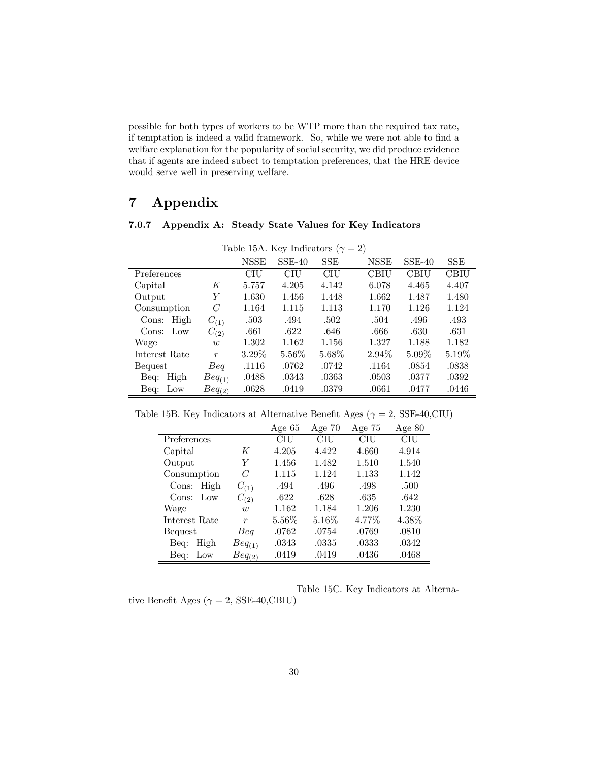possible for both types of workers to be WTP more than the required tax rate, if temptation is indeed a valid framework. So, while we were not able to find a welfare explanation for the popularity of social security, we did produce evidence that if agents are indeed subect to temptation preferences, that the HRE device would serve well in preserving welfare.

# 7 Appendix

### 7.0.7 Appendix A: Steady State Values for Key Indicators

Table 15A. Key Indicators ($\gamma = 2$)

| | | NSSE | SSE-40 | SSE | NSSE | SSE-40 | SSE |
|---|---|---|---|---|---|---|---|
| Preferences | | CIU | CIU | CIU | CBIU | CBIU | CBIU |
| Capital | $K$ | 5.757 | 4.205 | 4.142 | 6.078 | 4.465 | 4.407 |
| Output | $Y$ | 1.630 | 1.456 | 1.448 | 1.662 | 1.487 | 1.480 |
| Consumption | $C$ | 1.164 | 1.115 | 1.113 | 1.170 | 1.126 | 1.124 |
| Cons: High | $C_{(1)}$ | .503 | .494 | .502 | .504 | .496 | .493 |
| Cons: Low | $C_{(2)}$ | .661 | .622 | .646 | .666 | .630 | .631 |
| Wage | $w$ | 1.302 | 1.162 | 1.156 | 1.327 | 1.188 | 1.182 |
| Interest Rate | $r$ | 3.29% | 5.56% | 5.68% | 2.94% | 5.09% | 5.19% |
| Bequest | $Beq$ | .1116 | .0762 | .0742 | .1164 | .0854 | .0838 |
| Beq: High | $Beq_{(1)}$ | .0488 | .0343 | .0363 | .0503 | .0377 | .0392 |
| Beq: Low | $Beq_{(2)}$ | .0628 | .0419 | .0379 | .0661 | .0477 | .0446 |

Table 15B. Key Indicators at Alternative Benefit Ages ($\gamma = 2$, SSE-40,CIU)

| | | Age 65 | Age 70 | Age 75 | Age 80 |
|---|---|---|---|---|---|
| Preferences | | CIU | CIU | CIU | CIU |
| Capital | $K$ | 4.205 | 4.422 | 4.660 | 4.914 |
| Output | $Y$ | 1.456 | 1.482 | 1.510 | 1.540 |
| Consumption | $C$ | 1.115 | 1.124 | 1.133 | 1.142 |
| Cons: High | $C_{(1)}$ | .494 | .496 | .498 | .500 |
| Cons: Low | $C_{(2)}$ | .622 | .628 | .635 | .642 |
| Wage | $w$ | 1.162 | 1.184 | 1.206 | 1.230 |
| Interest Rate | $r$ | 5.56% | 5.16% | 4.77% | 4.38% |
| Bequest | $Beq$ | .0762 | .0754 | .0769 | .0810 |
| Beq: High | $Beq_{(1)}$ | .0343 | .0335 | .0333 | .0342 |
| Beq: Low | $Beq_{(2)}$ | .0419 | .0419 | .0436 | .0468 |

Table 15C. Key Indicators at Alternative Benefit Ages ($\gamma = 2$, SSE-40,CBIU)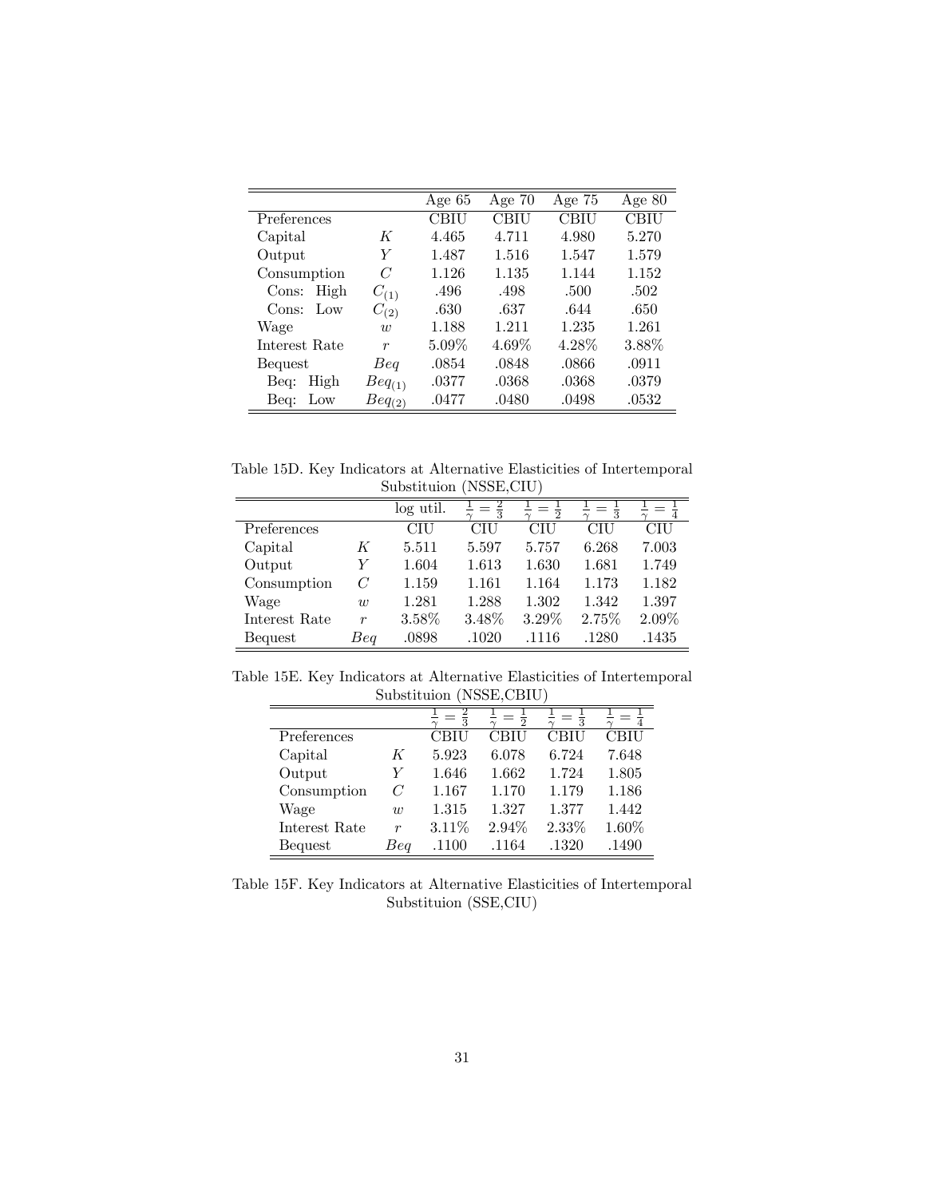| | | Age 65 | Age 70 | Age 75 | Age 80 |
|---|---|---|---|---|---|
| Preferences | | CBIU | CBIU | CBIU | CBIU |
| Capital | $K$ | 4.465 | 4.711 | 4.980 | 5.270 |
| Output | $Y$ | 1.487 | 1.516 | 1.547 | 1.579 |
| Consumption | $C$ | 1.126 | 1.135 | 1.144 | 1.152 |
| Cons: High | $C_{(1)}$ | .496 | .498 | .500 | .502 |
| Cons: Low | $C_{(2)}$ | .630 | .637 | .644 | .650 |
| Wage | $w$ | 1.188 | 1.211 | 1.235 | 1.261 |
| Interest Rate | $r$ | 5.09% | 4.69% | 4.28% | 3.88% |
| Bequest | $Beq$ | .0854 | .0848 | .0866 | .0911 |
| Beq: High | $Beq_{(1)}$ | .0377 | .0368 | .0368 | .0379 |
| Beq: Low | $Beq_{(2)}$ | .0477 | .0480 | .0498 | .0532 |

Table 15D. Key Indicators at Alternative Elasticities of Intertemporal Substituion (NSSE,CIU)

| | | log util. | $\frac{1}{\gamma}=\frac{2}{3}$ | $\frac{1}{\gamma}=\frac{1}{2}$ | $\frac{1}{\gamma}=\frac{1}{3}$ | $\frac{1}{\gamma}=\frac{1}{4}$ |
|---|---|---|---|---|---|---|
| Preferences | | CIU | CIU | CIU | CIU | CIU |
| Capital | $K$ | 5.511 | 5.597 | 5.757 | 6.268 | 7.003 |
| Output | $Y$ | 1.604 | 1.613 | 1.630 | 1.681 | 1.749 |
| Consumption | $C$ | 1.159 | 1.161 | 1.164 | 1.173 | 1.182 |
| Wage | $w$ | 1.281 | 1.288 | 1.302 | 1.342 | 1.397 |
| Interest Rate | $r$ | 3.58% | 3.48% | 3.29% | 2.75% | 2.09% |
| Bequest | $Beq$ | .0898 | .1020 | .1116 | .1280 | .1435 |

Table 15E. Key Indicators at Alternative Elasticities of Intertemporal Substituion (NSSE,CBIU)

| | | $\frac{1}{\gamma}=\frac{2}{3}$ | $\frac{1}{\gamma}=\frac{1}{2}$ | $\frac{1}{\gamma}=\frac{1}{3}$ | $\frac{1}{\gamma}=\frac{1}{4}$ |
|---|---|---|---|---|---|
| Preferences | | CBIU | CBIU | CBIU | CBIU |
| Capital | $K$ | 5.923 | 6.078 | 6.724 | 7.648 |
| Output | $Y$ | 1.646 | 1.662 | 1.724 | 1.805 |
| Consumption | $C$ | 1.167 | 1.170 | 1.179 | 1.186 |
| Wage | $w$ | 1.315 | 1.327 | 1.377 | 1.442 |
| Interest Rate | $r$ | 3.11% | 2.94% | 2.33% | 1.60% |
| Bequest | $Beq$ | .1100 | .1164 | .1320 | .1490 |

Table 15F. Key Indicators at Alternative Elasticities of Intertemporal Substituion (SSE,CIU)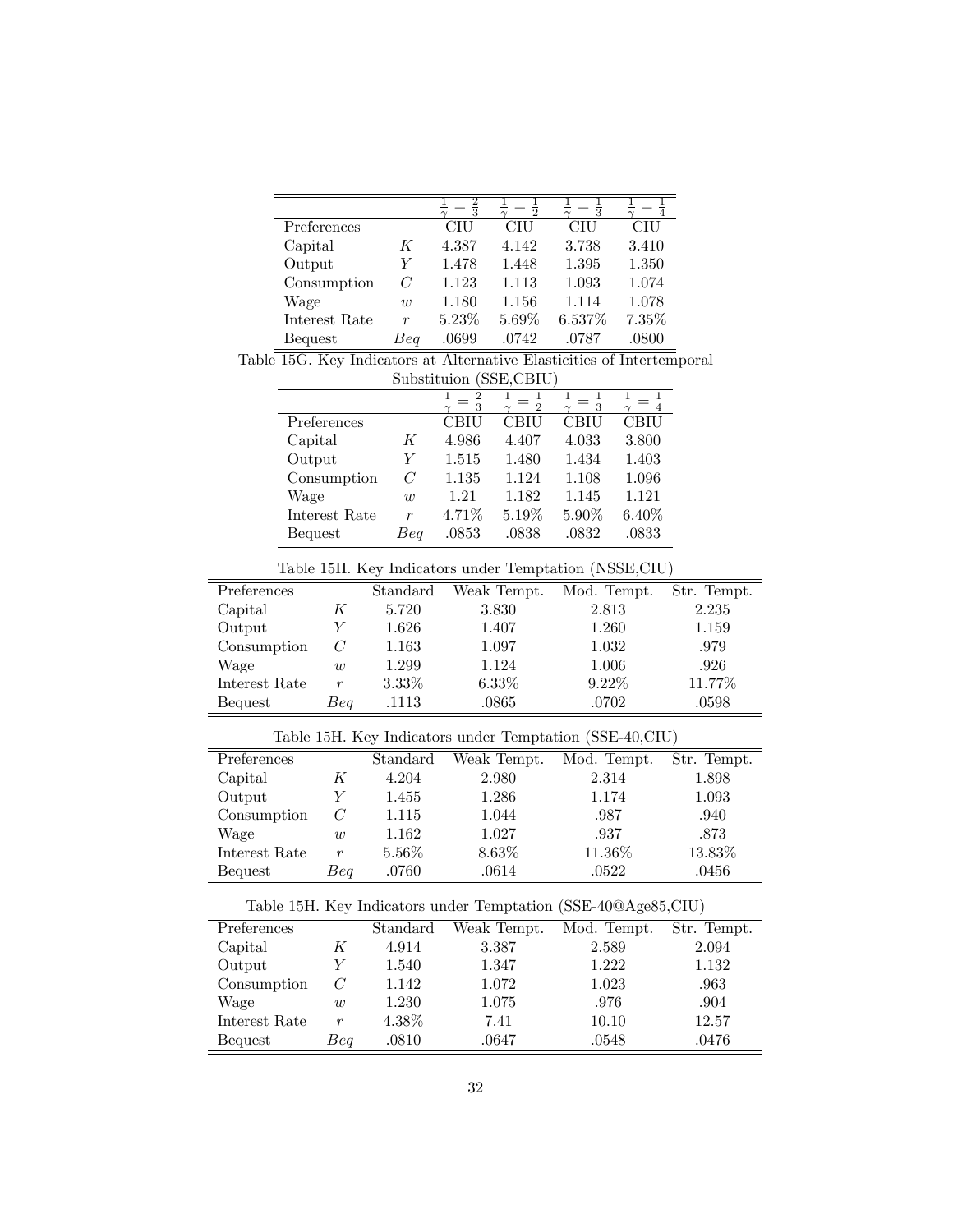| | | $\frac{1}{\gamma}=\frac{2}{3}$ | $\frac{1}{\gamma}=\frac{1}{2}$ | $\frac{1}{\gamma}=\frac{1}{3}$ | $\frac{1}{\gamma}=\frac{1}{4}$ |
|---|---|---|---|---|---|
| Preferences | | CIU | CIU | CIU | CIU |
| Capital | $K$ | 4.387 | 4.142 | 3.738 | 3.410 |
| Output | $Y$ | 1.478 | 1.448 | 1.395 | 1.350 |
| Consumption | $C$ | 1.123 | 1.113 | 1.093 | 1.074 |
| Wage | $w$ | 1.180 | 1.156 | 1.114 | 1.078 |
| Interest Rate | $r$ | 5.23% | 5.69% | 6.537% | 7.35% |
| Bequest | $Beq$ | .0699 | .0742 | .0787 | .0800 |

Table 15G. Key Indicators at Alternative Elasticities of Intertemporal Substituion (SSE,CBIU)

| | | $\frac{1}{\gamma}=\frac{2}{3}$ | $\frac{1}{\gamma}=\frac{1}{2}$ | $\frac{1}{\gamma}=\frac{1}{3}$ | $\frac{1}{\gamma}=\frac{1}{4}$ |
|---|---|---|---|---|---|
| Preferences | | CBIU | CBIU | CBIU | CBIU |
| Capital | $K$ | 4.986 | 4.407 | 4.033 | 3.800 |
| Output | $Y$ | 1.515 | 1.480 | 1.434 | 1.403 |
| Consumption | $C$ | 1.135 | 1.124 | 1.108 | 1.096 |
| Wage | $w$ | 1.21 | 1.182 | 1.145 | 1.121 |
| Interest Rate | $r$ | 4.71% | 5.19% | 5.90% | 6.40% |
| Bequest | $Beq$ | .0853 | .0838 | .0832 | .0833 |

Table 15H. Key Indicators under Temptation (NSSE,CIU)

| Preferences | | Standard | Weak Tempt. | Mod. Tempt. | Str. Tempt. |
|---|---|---|---|---|---|
| Capital | $K$ | 5.720 | 3.830 | 2.813 | 2.235 |
| Output | $Y$ | 1.626 | 1.407 | 1.260 | 1.159 |
| Consumption | $C$ | 1.163 | 1.097 | 1.032 | .979 |
| Wage | $w$ | 1.299 | 1.124 | 1.006 | .926 |
| Interest Rate | $r$ | 3.33% | 6.33% | 9.22% | 11.77% |
| Bequest | $Beq$ | .1113 | .0865 | .0702 | .0598 |

Table 15H. Key Indicators under Temptation (SSE-40,CIU)

| Preferences | | Standard | Weak Tempt. | Mod. Tempt. | Str. Tempt. |
|---|---|---|---|---|---|
| Capital | $K$ | 4.204 | 2.980 | 2.314 | 1.898 |
| Output | $Y$ | 1.455 | 1.286 | 1.174 | 1.093 |
| Consumption | $C$ | 1.115 | 1.044 | .987 | .940 |
| Wage | $w$ | 1.162 | 1.027 | .937 | .873 |
| Interest Rate | $r$ | 5.56% | 8.63% | 11.36% | 13.83% |
| Bequest | $Beq$ | .0760 | .0614 | .0522 | .0456 |

Table 15H. Key Indicators under Temptation (SSE-40@Age85,CIU)

| Preferences | | Standard | Weak Tempt. | Mod. Tempt. | Str. Tempt. |
|---|---|---|---|---|---|
| Capital | $K$ | 4.914 | 3.387 | 2.589 | 2.094 |
| Output | $Y$ | 1.540 | 1.347 | 1.222 | 1.132 |
| Consumption | $C$ | 1.142 | 1.072 | 1.023 | .963 |
| Wage | $w$ | 1.230 | 1.075 | .976 | .904 |
| Interest Rate | $r$ | 4.38% | 7.41 | 10.10 | 12.57 |
| Bequest | $Beq$ | .0810 | .0647 | .0548 | .0476 |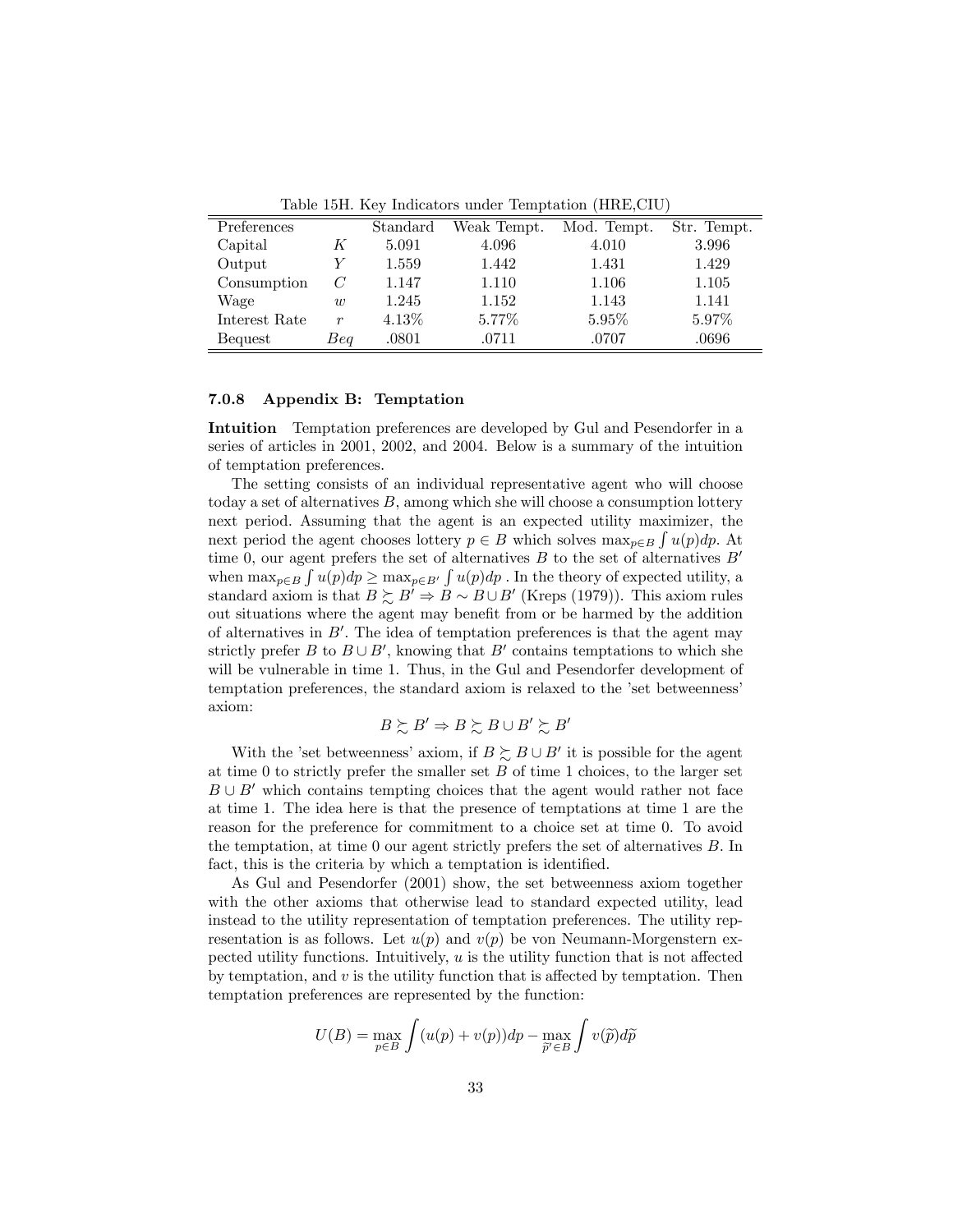Table 15H. Key Indicators under Temptation (HRE,CIU)

| Preferences | | Standard | Weak Tempt. | Mod. Tempt. | Str. Tempt. |
|---|---|---|---|---|---|
| Capital | $K$ | 5.091 | 4.096 | 4.010 | 3.996 |
| Output | $Y$ | 1.559 | 1.442 | 1.431 | 1.429 |
| Consumption | $C$ | 1.147 | 1.110 | 1.106 | 1.105 |
| Wage | $w$ | 1.245 | 1.152 | 1.143 | 1.141 |
| Interest Rate | $r$ | 4.13% | 5.77% | 5.95% | 5.97% |
| Bequest | $Beq$ | .0801 | .0711 | .0707 | .0696 |

#### 7.0.8 Appendix B: Temptation

**Intuition** Temptation preferences are developed by Gul and Pesendorfer in a series of articles in 2001, 2002, and 2004. Below is a summary of the intuition of temptation preferences.

The setting consists of an individual representative agent who will choose today a set of alternatives $B$, among which she will choose a consumption lottery next period. Assuming that the agent is an expected utility maximizer, the next period the agent chooses lottery $p \in B$ which solves $\max_{p \in B} \int u(p)dp$. At time 0, our agent prefers the set of alternatives $B$ to the set of alternatives $B'$ when $\max_{p \in B} \int u(p)dp \geq \max_{p \in B'} \int u(p)dp$ . In the theory of expected utility, a standard axiom is that $B \succsim B' \Rightarrow B \sim B \cup B'$ (Kreps (1979)). This axiom rules out situations where the agent may benefit from or be harmed by the addition of alternatives in $B'$. The idea of temptation preferences is that the agent may strictly prefer $B$ to $B \cup B'$, knowing that $B'$ contains temptations to which she will be vulnerable in time 1. Thus, in the Gul and Pesendorfer development of temptation preferences, the standard axiom is relaxed to the 'set betweenness' axiom:

$$B \succsim B' \Rightarrow B \succsim B \cup B' \succsim B'$$

With the 'set betweenness' axiom, if $B \succsim B \cup B'$ it is possible for the agent at time 0 to strictly prefer the smaller set $B$ of time 1 choices, to the larger set $B \cup B'$ which contains tempting choices that the agent would rather not face at time 1. The idea here is that the presence of temptations at time 1 are the reason for the preference for commitment to a choice set at time 0. To avoid the temptation, at time 0 our agent strictly prefers the set of alternatives $B$. In fact, this is the criteria by which a temptation is identified.

As Gul and Pesendorfer (2001) show, the set betweenness axiom together with the other axioms that otherwise lead to standard expected utility, lead instead to the utility representation of temptation preferences. The utility representation is as follows. Let $u(p)$ and $v(p)$ be von Neumann-Morgenstern expected utility functions. Intuitively, $u$ is the utility function that is not affected by temptation, and $v$ is the utility function that is affected by temptation. Then temptation preferences are represented by the function:

$$U(B) = \max_{p \in B} \int (u(p) + v(p))dp - \max_{\widetilde{p}' \in B} \int v(\widetilde{p})d\widetilde{p}$$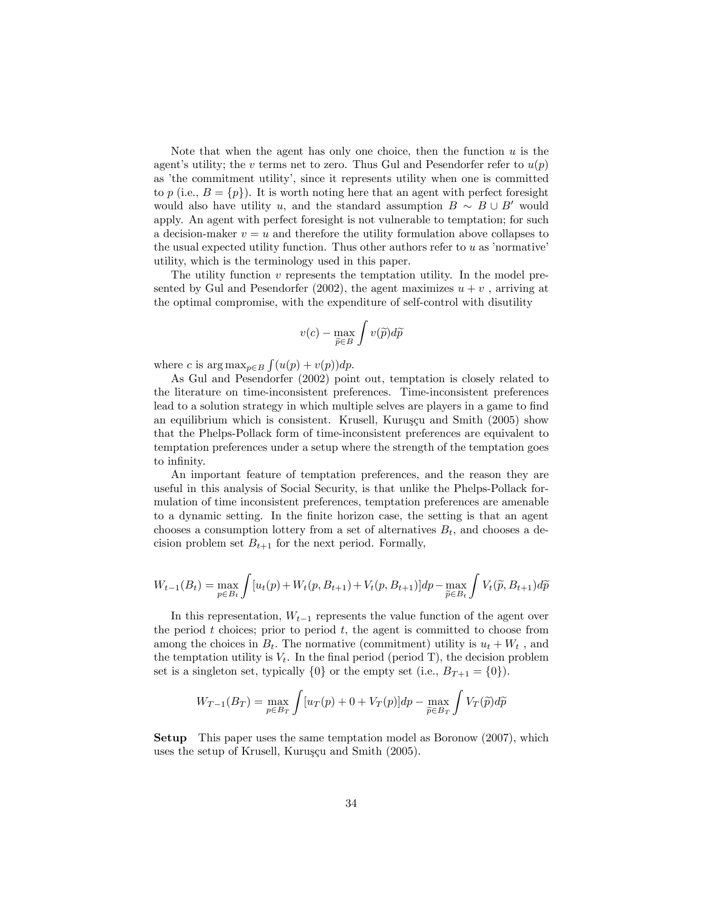Note that when the agent has only one choice, then the function $u$ is the agent's utility; the $v$ terms net to zero. Thus Gul and Pesendorfer refer to $u(p)$ as 'the commitment utility', since it represents utility when one is committed to $p$ (i.e., $B = \{p\}$). It is worth noting here that an agent with perfect foresight would also have utility $u$, and the standard assumption $B \sim B \cup B'$ would apply. An agent with perfect foresight is not vulnerable to temptation; for such a decision-maker $v = u$ and therefore the utility formulation above collapses to the usual expected utility function. Thus other authors refer to $u$ as 'normative' utility, which is the terminology used in this paper.

The utility function $v$ represents the temptation utility. In the model presented by Gul and Pesendorfer (2002), the agent maximizes $u + v$ , arriving at the optimal compromise, with the expenditure of self-control with disutility

$$v(c) - \max_{\widetilde{p} \in B} \int v(\widetilde{p}) d\widetilde{p}$$

where $c$ is $\arg\max_{p \in B} \int (u(p) + v(p)) dp$.

As Gul and Pesendorfer (2002) point out, temptation is closely related to the literature on time-inconsistent preferences. Time-inconsistent preferences lead to a solution strategy in which multiple selves are players in a game to find an equilibrium which is consistent. Krusell, Kuruşçu and Smith (2005) show that the Phelps-Pollack form of time-inconsistent preferences are equivalent to temptation preferences under a setup where the strength of the temptation goes to infinity.

An important feature of temptation preferences, and the reason they are useful in this analysis of Social Security, is that unlike the Phelps-Pollack formulation of time inconsistent preferences, temptation preferences are amenable to a dynamic setting. In the finite horizon case, the setting is that an agent chooses a consumption lottery from a set of alternatives $B_t$, and chooses a decision problem set $B_{t+1}$ for the next period. Formally,

$$W_{t-1}(B_t) = \max_{p \in B_t} \int [u_t(p) + W_t(p, B_{t+1}) + V_t(p, B_{t+1})] dp - \max_{\widetilde{p} \in B_t} \int V_t(\widetilde{p}, B_{t+1}) d\widetilde{p}$$

In this representation, $W_{t-1}$ represents the value function of the agent over the period $t$ choices; prior to period $t$, the agent is committed to choose from among the choices in $B_t$. The normative (commitment) utility is $u_t + W_t$ , and the temptation utility is $V_t$. In the final period (period T), the decision problem set is a singleton set, typically $\{0\}$ or the empty set (i.e., $B_{T+1} = \{0\}$).

$$W_{T-1}(B_T) = \max_{p \in B_T} \int [u_T(p) + 0 + V_T(p)] dp - \max_{\widetilde{p} \in B_T} \int V_T(\widetilde{p}) d\widetilde{p}$$

**Setup** This paper uses the same temptation model as Boronow (2007), which uses the setup of Krusell, Kuruşçu and Smith (2005).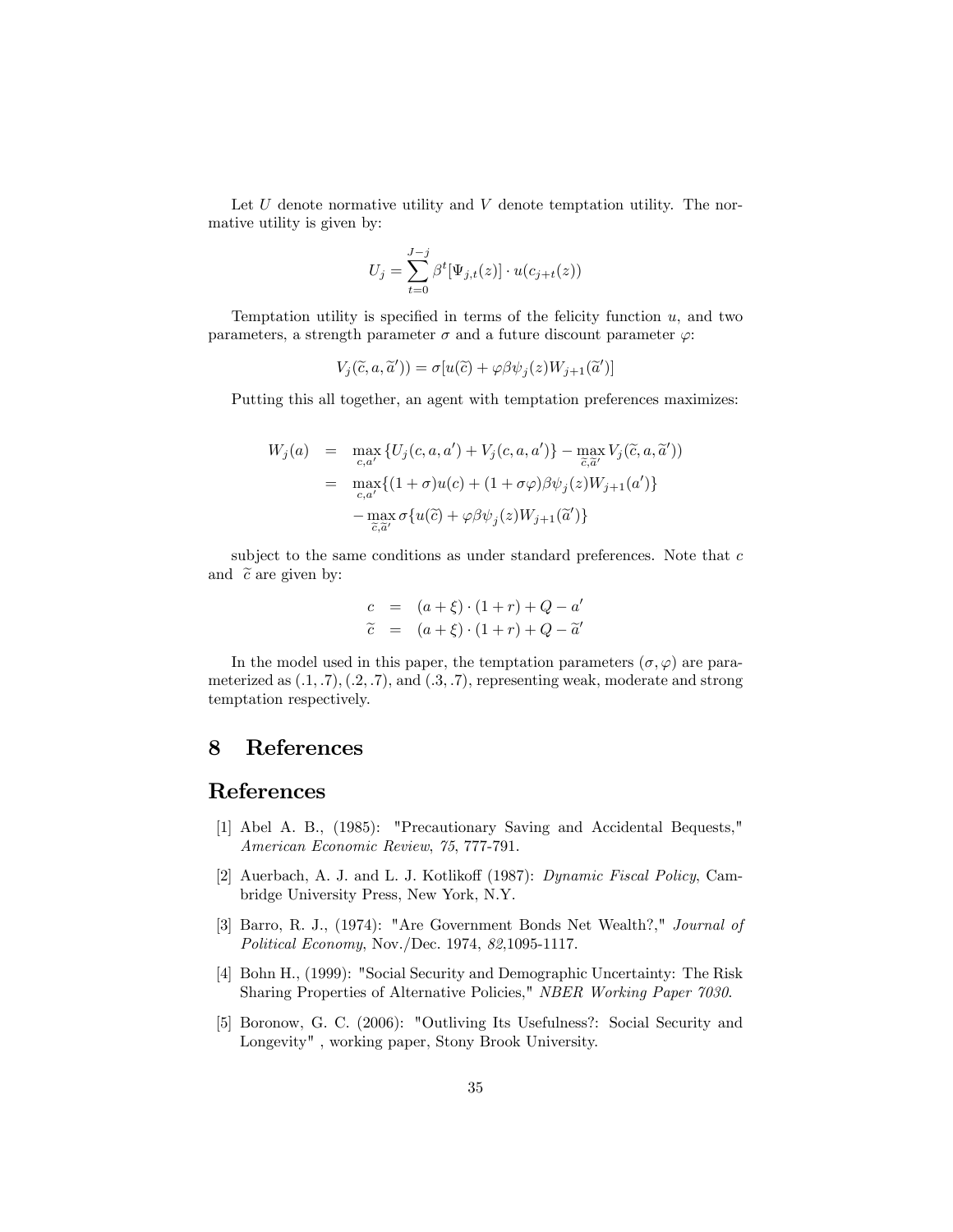Let $U$ denote normative utility and $V$ denote temptation utility. The normative utility is given by:

$$U_j = \sum_{t=0}^{J-j} \beta^t [\Psi_{j,t}(z)] \cdot u(c_{j+t}(z))$$

Temptation utility is specified in terms of the felicity function $u$, and two parameters, a strength parameter $\sigma$ and a future discount parameter $\varphi$:

$$V_j(\widetilde{c}, a, \widetilde{a}')) = \sigma[u(\widetilde{c}) + \varphi \beta \psi_j(z) W_{j+1}(\widetilde{a}')]$$

Putting this all together, an agent with temptation preferences maximizes:

$$\begin{aligned}
W_j(a) &= \max_{c,a'} \{U_j(c, a, a') + V_j(c, a, a')\} - \max_{\widetilde{c},\widetilde{a}'} V_j(\widetilde{c}, a, \widetilde{a}')) \\
&= \max_{c,a'} \{(1+\sigma)u(c) + (1+\sigma\varphi)\beta\psi_j(z)W_{j+1}(a')\} \\
&\quad - \max_{\widetilde{c},\widetilde{a}'} \sigma\{u(\widetilde{c}) + \varphi\beta\psi_j(z)W_{j+1}(\widetilde{a}')\}
\end{aligned}$$

subject to the same conditions as under standard preferences. Note that $c$ and $\widetilde{c}$ are given by:

$$\begin{aligned}
c &= (a + \xi) \cdot (1 + r) + Q - a' \\
\widetilde{c} &= (a + \xi) \cdot (1 + r) + Q - \widetilde{a}'
\end{aligned}$$

In the model used in this paper, the temptation parameters $(\sigma, \varphi)$ are parameterized as $(.1, .7)$, $(.2, .7)$, and $(.3, .7)$, representing weak, moderate and strong temptation respectively.

# 8 References

# References

[1] Abel A. B., (1985): "Precautionary Saving and Accidental Bequests," *American Economic Review*, *75*, 777-791.

[2] Auerbach, A. J. and L. J. Kotlikoff (1987): *Dynamic Fiscal Policy*, Cambridge University Press, New York, N.Y.

[3] Barro, R. J., (1974): "Are Government Bonds Net Wealth?," *Journal of Political Economy*, Nov./Dec. 1974, *82*,1095-1117.

[4] Bohn H., (1999): "Social Security and Demographic Uncertainty: The Risk Sharing Properties of Alternative Policies," *NBER Working Paper 7030*.

[5] Boronow, G. C. (2006): "Outliving Its Usefulness?: Social Security and Longevity" , working paper, Stony Brook University.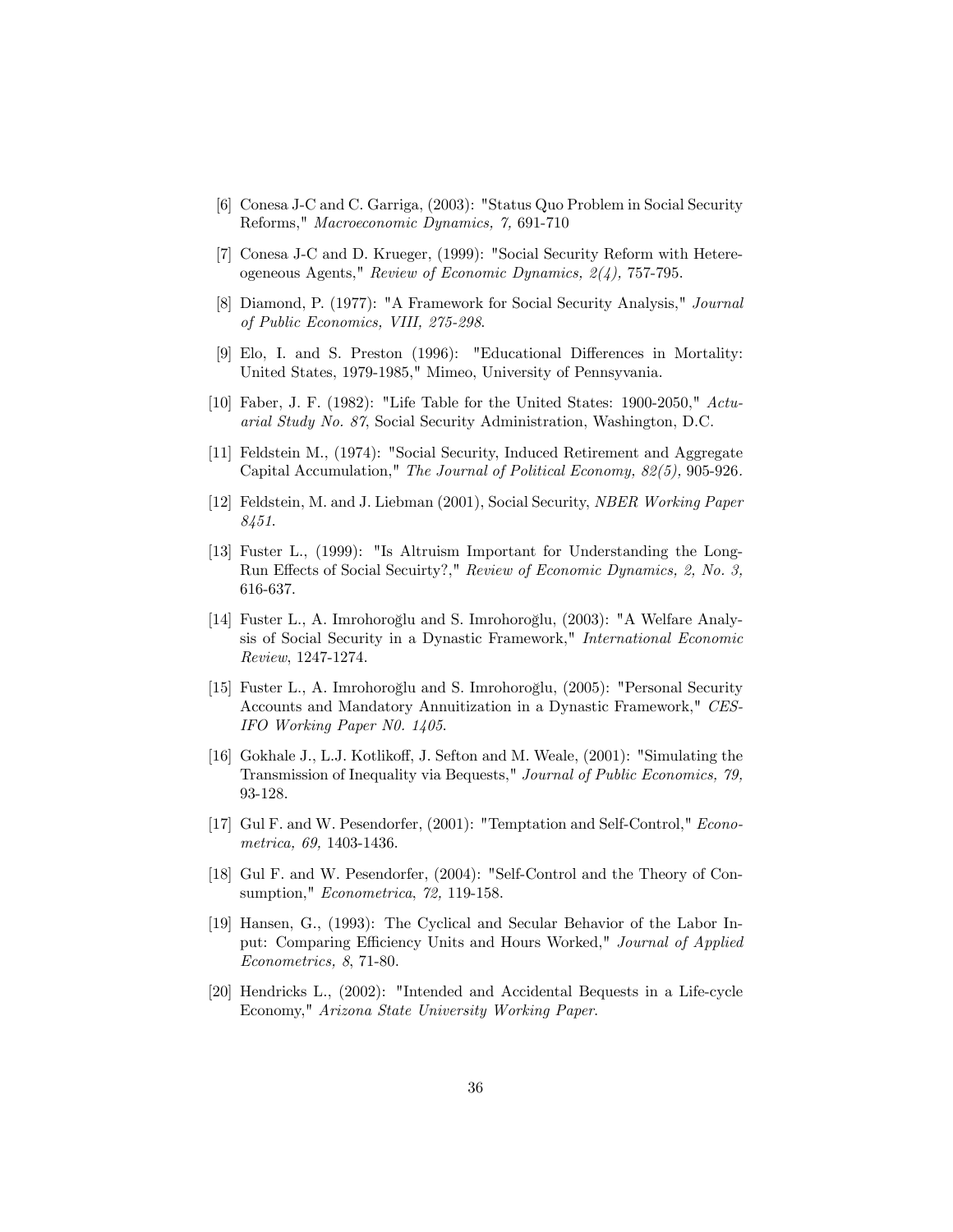[6] Conesa J-C and C. Garriga, (2003): "Status Quo Problem in Social Security Reforms," *Macroeconomic Dynamics, 7,* 691-710

[7] Conesa J-C and D. Krueger, (1999): "Social Security Reform with Hetereogeneous Agents," *Review of Economic Dynamics, 2(4),* 757-795.

[8] Diamond, P. (1977): "A Framework for Social Security Analysis," *Journal of Public Economics, VIII, 275-298*.

[9] Elo, I. and S. Preston (1996): "Educational Differences in Mortality: United States, 1979-1985," Mimeo, University of Pennsyvania.

[10] Faber, J. F. (1982): "Life Table for the United States: 1900-2050," *Actuarial Study No. 87*, Social Security Administration, Washington, D.C.

[11] Feldstein M., (1974): "Social Security, Induced Retirement and Aggregate Capital Accumulation," *The Journal of Political Economy, 82(5),* 905-926.

[12] Feldstein, M. and J. Liebman (2001), Social Security, *NBER Working Paper 8451*.

[13] Fuster L., (1999): "Is Altruism Important for Understanding the Long-Run Effects of Social Secuirty?," *Review of Economic Dynamics, 2, No. 3,* 616-637.

[14] Fuster L., A. Imrohoroğlu and S. Imrohoroğlu, (2003): "A Welfare Analysis of Social Security in a Dynastic Framework," *International Economic Review*, 1247-1274.

[15] Fuster L., A. Imrohoroğlu and S. Imrohoroğlu, (2005): "Personal Security Accounts and Mandatory Annuitization in a Dynastic Framework," *CES-IFO Working Paper N0. 1405*.

[16] Gokhale J., L.J. Kotlikoff, J. Sefton and M. Weale, (2001): "Simulating the Transmission of Inequality via Bequests," *Journal of Public Economics, 79,* 93-128.

[17] Gul F. and W. Pesendorfer, (2001): "Temptation and Self-Control," *Econometrica, 69,* 1403-1436.

[18] Gul F. and W. Pesendorfer, (2004): "Self-Control and the Theory of Consumption," *Econometrica*, *72,* 119-158.

[19] Hansen, G., (1993): The Cyclical and Secular Behavior of the Labor Input: Comparing Efficiency Units and Hours Worked," *Journal of Applied Econometrics, 8*, 71-80.

[20] Hendricks L., (2002): "Intended and Accidental Bequests in a Life-cycle Economy," *Arizona State University Working Paper*.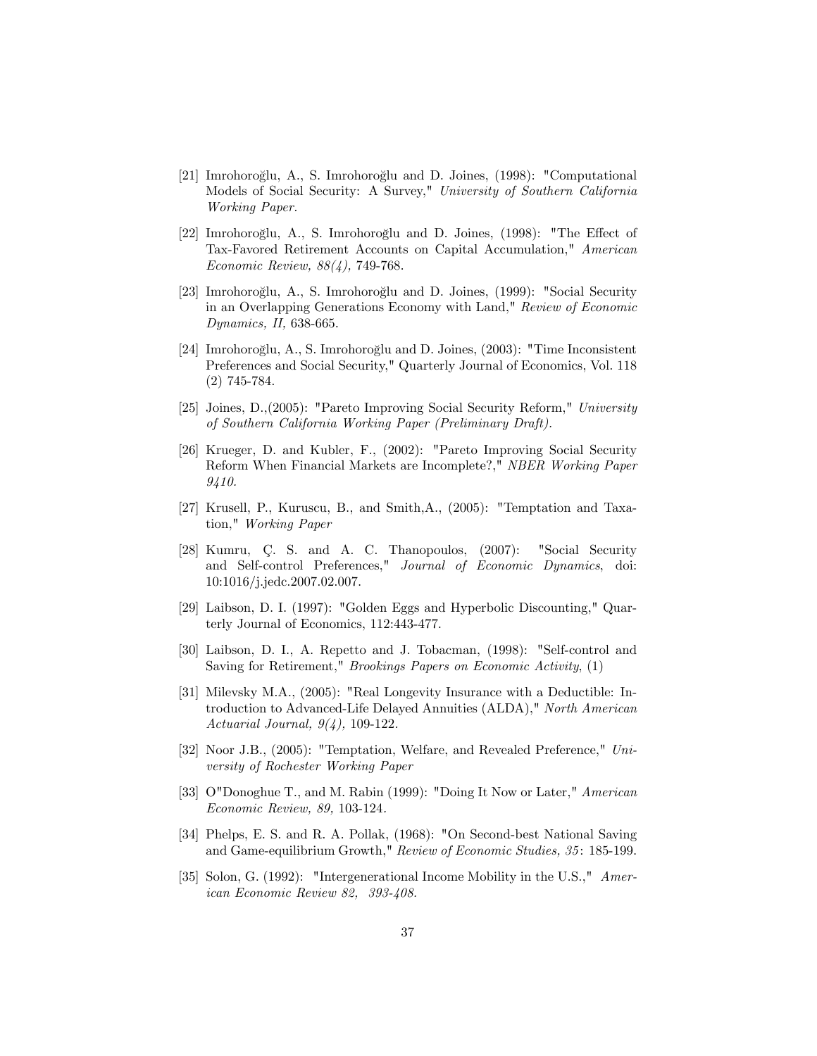[21] Imrohoroğlu, A., S. Imrohoroğlu and D. Joines, (1998): "Computational Models of Social Security: A Survey," *University of Southern California Working Paper.*

[22] Imrohoroğlu, A., S. Imrohoroğlu and D. Joines, (1998): "The Effect of Tax-Favored Retirement Accounts on Capital Accumulation," *American Economic Review, 88(4),* 749-768.

[23] Imrohoroğlu, A., S. Imrohoroğlu and D. Joines, (1999): "Social Security in an Overlapping Generations Economy with Land," *Review of Economic Dynamics, II,* 638-665.

[24] Imrohoroğlu, A., S. Imrohoroğlu and D. Joines, (2003): "Time Inconsistent Preferences and Social Security," Quarterly Journal of Economics, Vol. 118 (2) 745-784.

[25] Joines, D.,(2005): "Pareto Improving Social Security Reform," *University of Southern California Working Paper (Preliminary Draft).*

[26] Krueger, D. and Kubler, F., (2002): "Pareto Improving Social Security Reform When Financial Markets are Incomplete?," *NBER Working Paper 9410.*

[27] Krusell, P., Kuruscu, B., and Smith,A., (2005): "Temptation and Taxation," *Working Paper*

[28] Kumru, Ç. S. and A. C. Thanopoulos, (2007): "Social Security and Self-control Preferences," *Journal of Economic Dynamics*, doi: 10:1016/j.jedc.2007.02.007.

[29] Laibson, D. I. (1997): "Golden Eggs and Hyperbolic Discounting," Quarterly Journal of Economics, 112:443-477.

[30] Laibson, D. I., A. Repetto and J. Tobacman, (1998): "Self-control and Saving for Retirement," *Brookings Papers on Economic Activity*, (1)

[31] Milevsky M.A., (2005): "Real Longevity Insurance with a Deductible: Introduction to Advanced-Life Delayed Annuities (ALDA)," *North American Actuarial Journal, 9(4),* 109-122.

[32] Noor J.B., (2005): "Temptation, Welfare, and Revealed Preference," *University of Rochester Working Paper*

[33] O"Donoghue T., and M. Rabin (1999): "Doing It Now or Later," *American Economic Review, 89,* 103-124.

[34] Phelps, E. S. and R. A. Pollak, (1968): "On Second-best National Saving and Game-equilibrium Growth," *Review of Economic Studies, 35*: 185-199.

[35] Solon, G. (1992): "Intergenerational Income Mobility in the U.S.," *American Economic Review 82, 393-408.*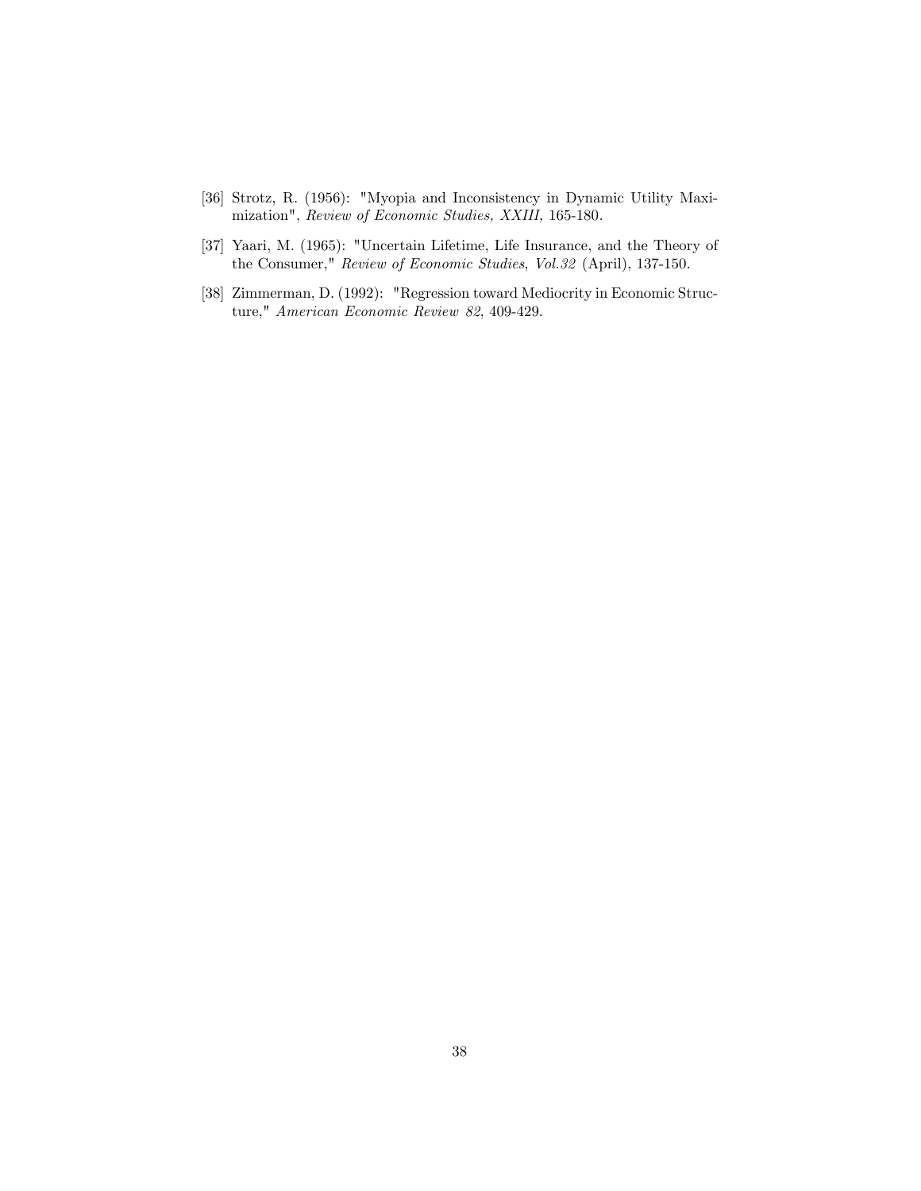[36] Strotz, R. (1956): "Myopia and Inconsistency in Dynamic Utility Maximization", *Review of Economic Studies, XXIII*, 165-180.

[37] Yaari, M. (1965): "Uncertain Lifetime, Life Insurance, and the Theory of the Consumer," *Review of Economic Studies*, *Vol.32* (April), 137-150.

[38] Zimmerman, D. (1992): "Regression toward Mediocrity in Economic Structure," *American Economic Review 82*, 409-429.